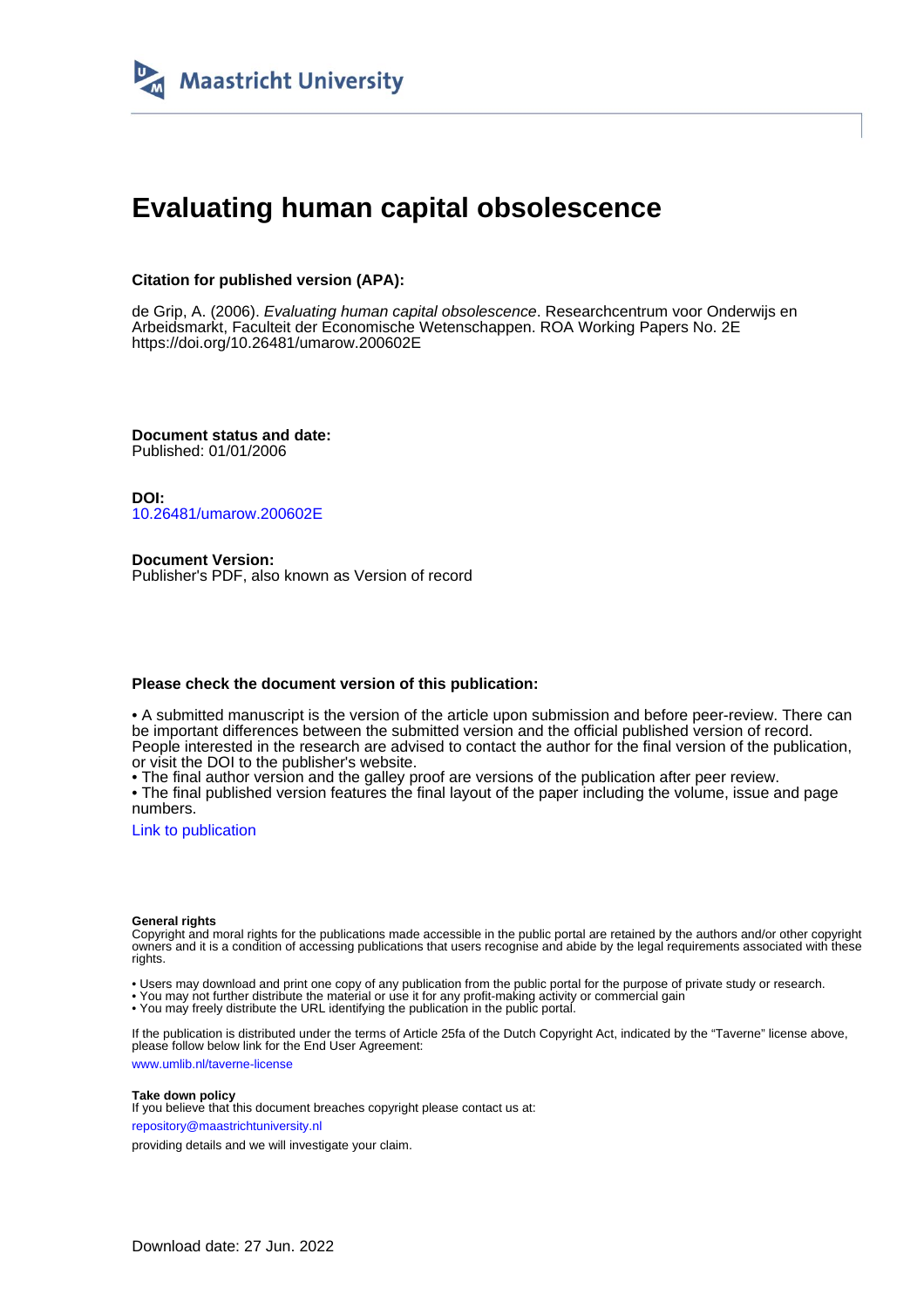Maastricht University

# Evaluating human capital obsolescence

**Citation for published version (APA):**

de Grip, A. (2006). *Evaluating human capital obsolescence*. Researchcentrum voor Onderwijs en Arbeidsmarkt, Faculteit der Economische Wetenschappen. ROA Working Papers No. 2E https://doi.org/10.26481/umarow.200602E

**Document status and date:**
Published: 01/01/2006

**DOI:**
10.26481/umarow.200602E

**Document Version:**
Publisher's PDF, also known as Version of record

**Please check the document version of this publication:**

• A submitted manuscript is the version of the article upon submission and before peer-review. There can be important differences between the submitted version and the official published version of record. People interested in the research are advised to contact the author for the final version of the publication, or visit the DOI to the publisher's website.
• The final author version and the galley proof are versions of the publication after peer review.
• The final published version features the final layout of the paper including the volume, issue and page numbers.

Link to publication

**General rights**
Copyright and moral rights for the publications made accessible in the public portal are retained by the authors and/or other copyright owners and it is a condition of accessing publications that users recognise and abide by the legal requirements associated with these rights.

• Users may download and print one copy of any publication from the public portal for the purpose of private study or research.
• You may not further distribute the material or use it for any profit-making activity or commercial gain
• You may freely distribute the URL identifying the publication in the public portal.

If the publication is distributed under the terms of Article 25fa of the Dutch Copyright Act, indicated by the "Taverne" license above, please follow below link for the End User Agreement:

www.umlib.nl/taverne-license

**Take down policy**
If you believe that this document breaches copyright please contact us at:

repository@maastrichtuniversity.nl

providing details and we will investigate your claim.

Download date: 27 Jun. 2022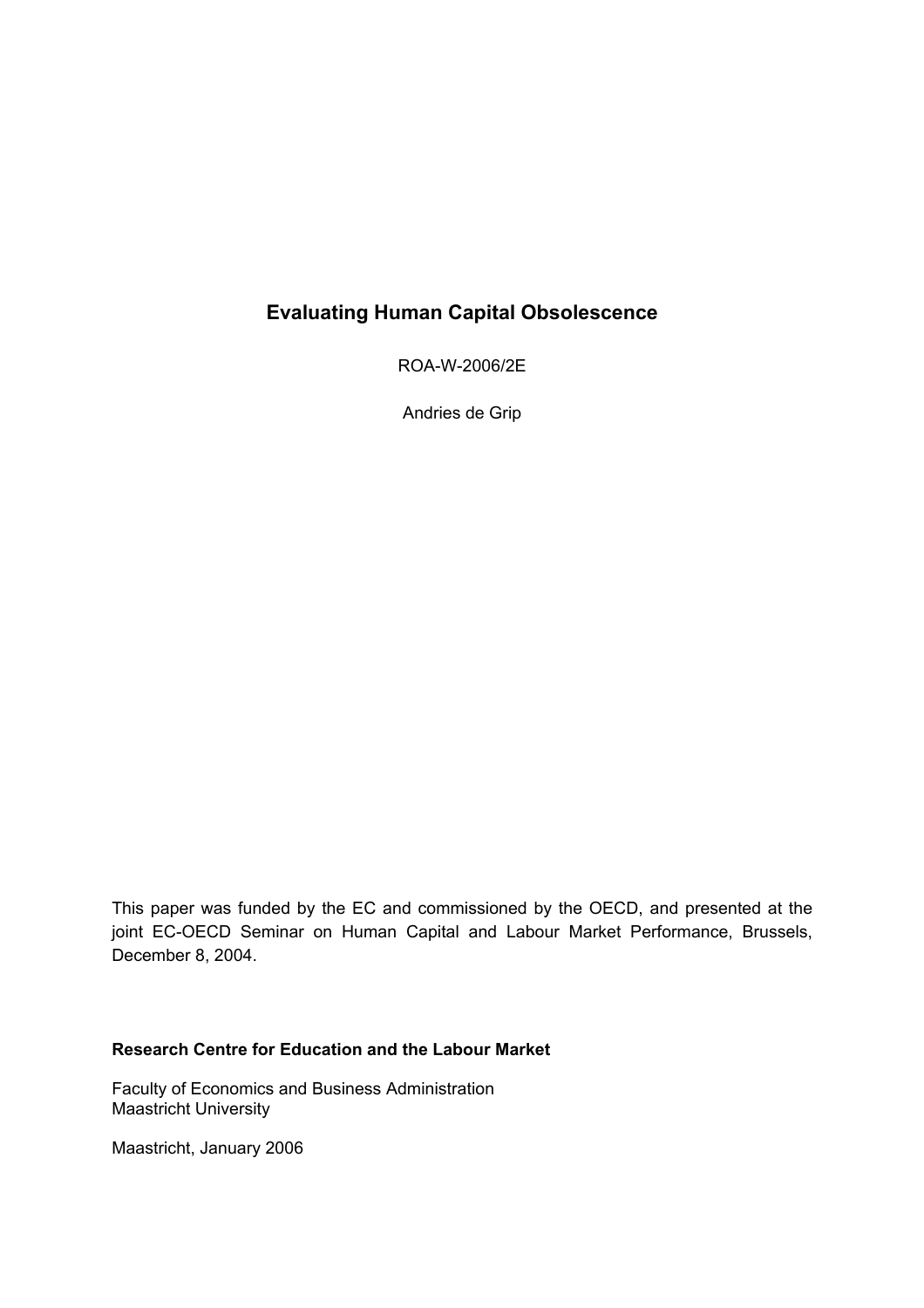# Evaluating Human Capital Obsolescence

ROA-W-2006/2E

Andries de Grip

This paper was funded by the EC and commissioned by the OECD, and presented at the joint EC-OECD Seminar on Human Capital and Labour Market Performance, Brussels, December 8, 2004.

**Research Centre for Education and the Labour Market**

Faculty of Economics and Business Administration
Maastricht University

Maastricht, January 2006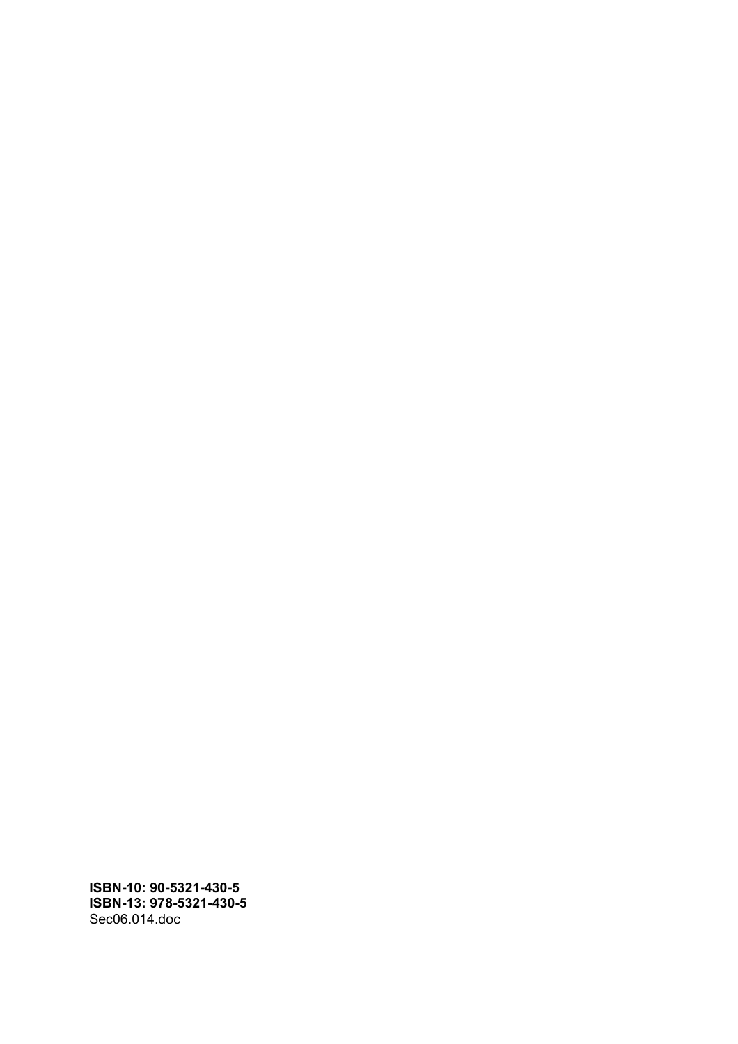**ISBN-10: 90-5321-430-5**
**ISBN-13: 978-5321-430-5**
Sec06.014.doc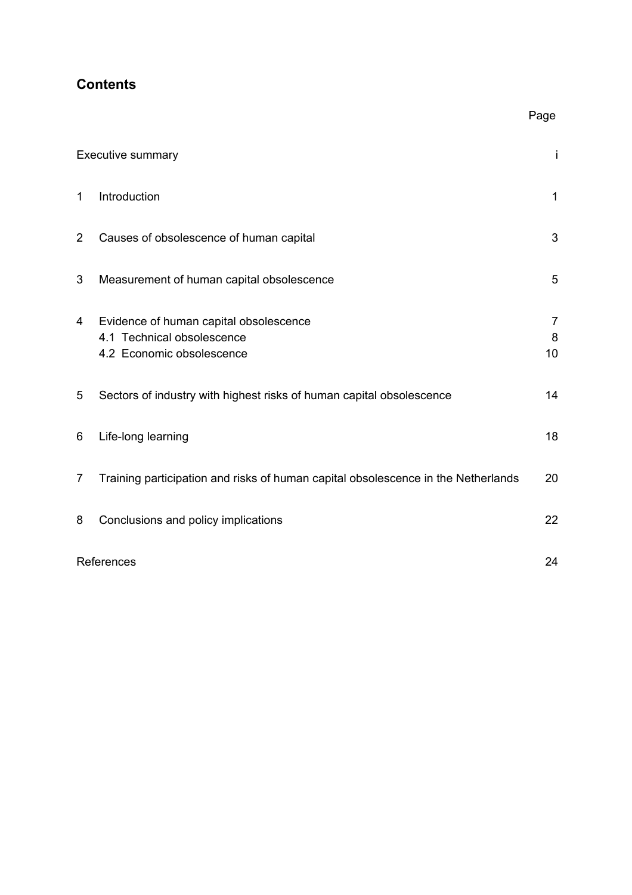## Contents

| | | Page |
|---|---|---|
| Executive summary | | i |
| 1 | Introduction | 1 |
| 2 | Causes of obsolescence of human capital | 3 |
| 3 | Measurement of human capital obsolescence | 5 |
| 4 | Evidence of human capital obsolescence | 7 |
| | 4.1 Technical obsolescence | 8 |
| | 4.2 Economic obsolescence | 10 |
| 5 | Sectors of industry with highest risks of human capital obsolescence | 14 |
| 6 | Life-long learning | 18 |
| 7 | Training participation and risks of human capital obsolescence in the Netherlands | 20 |
| 8 | Conclusions and policy implications | 22 |
| References | | 24 |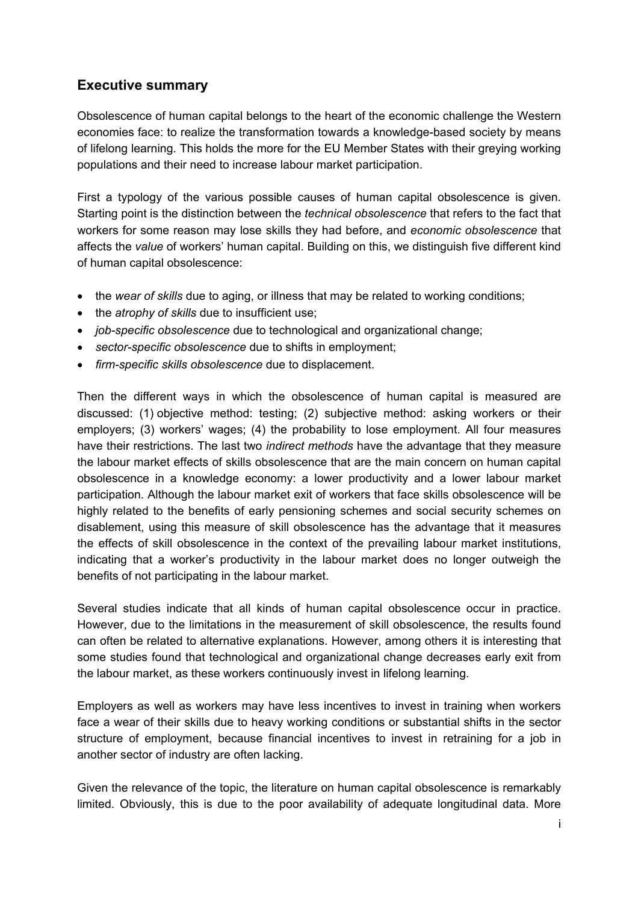## Executive summary

Obsolescence of human capital belongs to the heart of the economic challenge the Western economies face: to realize the transformation towards a knowledge-based society by means of lifelong learning. This holds the more for the EU Member States with their greying working populations and their need to increase labour market participation.

First a typology of the various possible causes of human capital obsolescence is given. Starting point is the distinction between the *technical obsolescence* that refers to the fact that workers for some reason may lose skills they had before, and *economic obsolescence* that affects the *value* of workers' human capital. Building on this, we distinguish five different kind of human capital obsolescence:

- the *wear of skills* due to aging, or illness that may be related to working conditions;
- the *atrophy of skills* due to insufficient use;
- *job-specific obsolescence* due to technological and organizational change;
- *sector-specific obsolescence* due to shifts in employment;
- *firm-specific skills obsolescence* due to displacement.

Then the different ways in which the obsolescence of human capital is measured are discussed: (1) objective method: testing; (2) subjective method: asking workers or their employers; (3) workers' wages; (4) the probability to lose employment. All four measures have their restrictions. The last two *indirect methods* have the advantage that they measure the labour market effects of skills obsolescence that are the main concern on human capital obsolescence in a knowledge economy: a lower productivity and a lower labour market participation. Although the labour market exit of workers that face skills obsolescence will be highly related to the benefits of early pensioning schemes and social security schemes on disablement, using this measure of skill obsolescence has the advantage that it measures the effects of skill obsolescence in the context of the prevailing labour market institutions, indicating that a worker's productivity in the labour market does no longer outweigh the benefits of not participating in the labour market.

Several studies indicate that all kinds of human capital obsolescence occur in practice. However, due to the limitations in the measurement of skill obsolescence, the results found can often be related to alternative explanations. However, among others it is interesting that some studies found that technological and organizational change decreases early exit from the labour market, as these workers continuously invest in lifelong learning.

Employers as well as workers may have less incentives to invest in training when workers face a wear of their skills due to heavy working conditions or substantial shifts in the sector structure of employment, because financial incentives to invest in retraining for a job in another sector of industry are often lacking.

Given the relevance of the topic, the literature on human capital obsolescence is remarkably limited. Obviously, this is due to the poor availability of adequate longitudinal data. More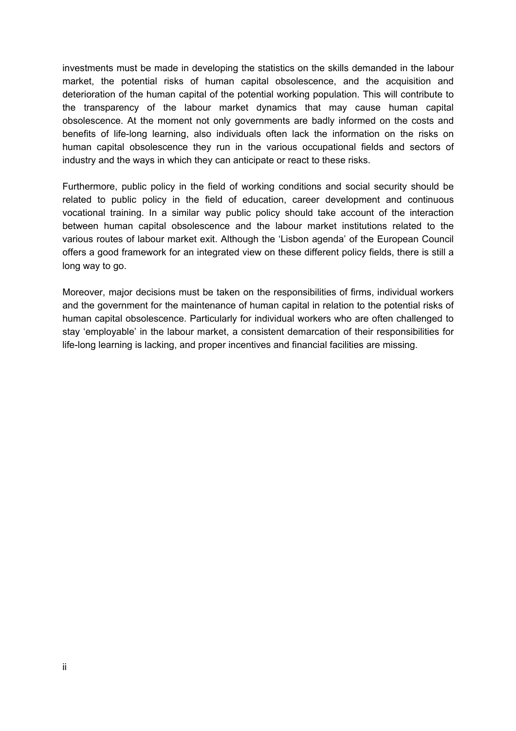investments must be made in developing the statistics on the skills demanded in the labour market, the potential risks of human capital obsolescence, and the acquisition and deterioration of the human capital of the potential working population. This will contribute to the transparency of the labour market dynamics that may cause human capital obsolescence. At the moment not only governments are badly informed on the costs and benefits of life-long learning, also individuals often lack the information on the risks on human capital obsolescence they run in the various occupational fields and sectors of industry and the ways in which they can anticipate or react to these risks.

Furthermore, public policy in the field of working conditions and social security should be related to public policy in the field of education, career development and continuous vocational training. In a similar way public policy should take account of the interaction between human capital obsolescence and the labour market institutions related to the various routes of labour market exit. Although the 'Lisbon agenda' of the European Council offers a good framework for an integrated view on these different policy fields, there is still a long way to go.

Moreover, major decisions must be taken on the responsibilities of firms, individual workers and the government for the maintenance of human capital in relation to the potential risks of human capital obsolescence. Particularly for individual workers who are often challenged to stay 'employable' in the labour market, a consistent demarcation of their responsibilities for life-long learning is lacking, and proper incentives and financial facilities are missing.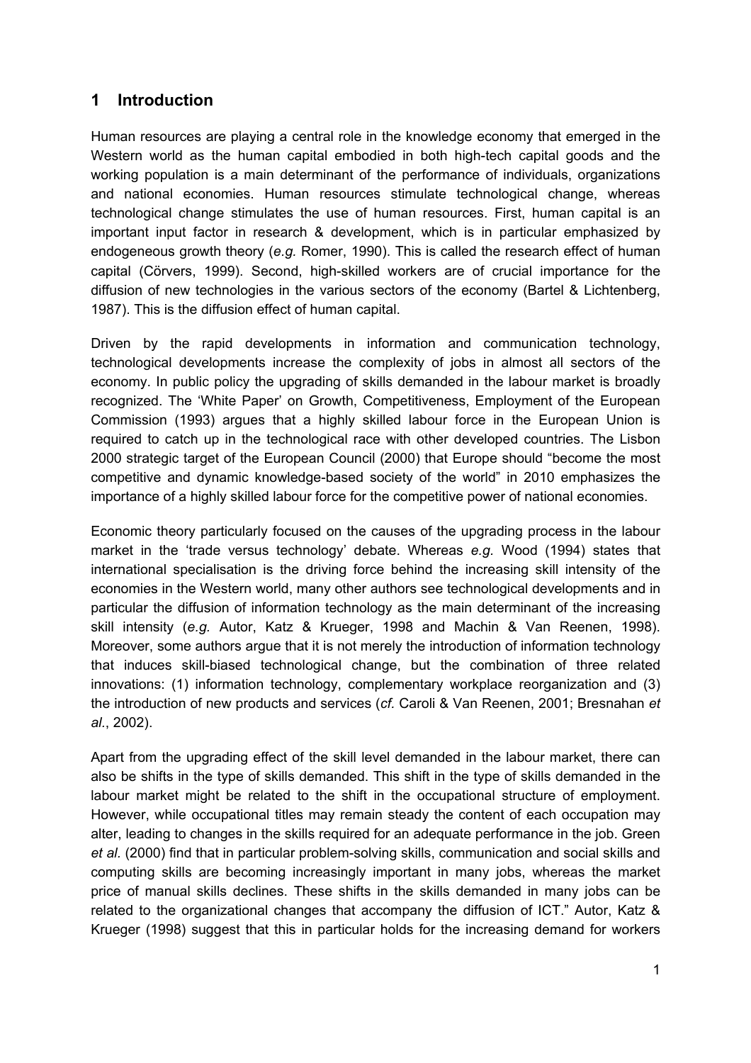## 1 Introduction

Human resources are playing a central role in the knowledge economy that emerged in the Western world as the human capital embodied in both high-tech capital goods and the working population is a main determinant of the performance of individuals, organizations and national economies. Human resources stimulate technological change, whereas technological change stimulates the use of human resources. First, human capital is an important input factor in research & development, which is in particular emphasized by endogeneous growth theory (*e.g.* Romer, 1990). This is called the research effect of human capital (Cörvers, 1999). Second, high-skilled workers are of crucial importance for the diffusion of new technologies in the various sectors of the economy (Bartel & Lichtenberg, 1987). This is the diffusion effect of human capital.

Driven by the rapid developments in information and communication technology, technological developments increase the complexity of jobs in almost all sectors of the economy. In public policy the upgrading of skills demanded in the labour market is broadly recognized. The 'White Paper' on Growth, Competitiveness, Employment of the European Commission (1993) argues that a highly skilled labour force in the European Union is required to catch up in the technological race with other developed countries. The Lisbon 2000 strategic target of the European Council (2000) that Europe should "become the most competitive and dynamic knowledge-based society of the world" in 2010 emphasizes the importance of a highly skilled labour force for the competitive power of national economies.

Economic theory particularly focused on the causes of the upgrading process in the labour market in the 'trade versus technology' debate. Whereas *e.g.* Wood (1994) states that international specialisation is the driving force behind the increasing skill intensity of the economies in the Western world, many other authors see technological developments and in particular the diffusion of information technology as the main determinant of the increasing skill intensity (*e.g.* Autor, Katz & Krueger, 1998 and Machin & Van Reenen, 1998). Moreover, some authors argue that it is not merely the introduction of information technology that induces skill-biased technological change, but the combination of three related innovations: (1) information technology, complementary workplace reorganization and (3) the introduction of new products and services (*cf.* Caroli & Van Reenen, 2001; Bresnahan *et al.*, 2002).

Apart from the upgrading effect of the skill level demanded in the labour market, there can also be shifts in the type of skills demanded. This shift in the type of skills demanded in the labour market might be related to the shift in the occupational structure of employment. However, while occupational titles may remain steady the content of each occupation may alter, leading to changes in the skills required for an adequate performance in the job. Green *et al.* (2000) find that in particular problem-solving skills, communication and social skills and computing skills are becoming increasingly important in many jobs, whereas the market price of manual skills declines. These shifts in the skills demanded in many jobs can be related to the organizational changes that accompany the diffusion of ICT." Autor, Katz & Krueger (1998) suggest that this in particular holds for the increasing demand for workers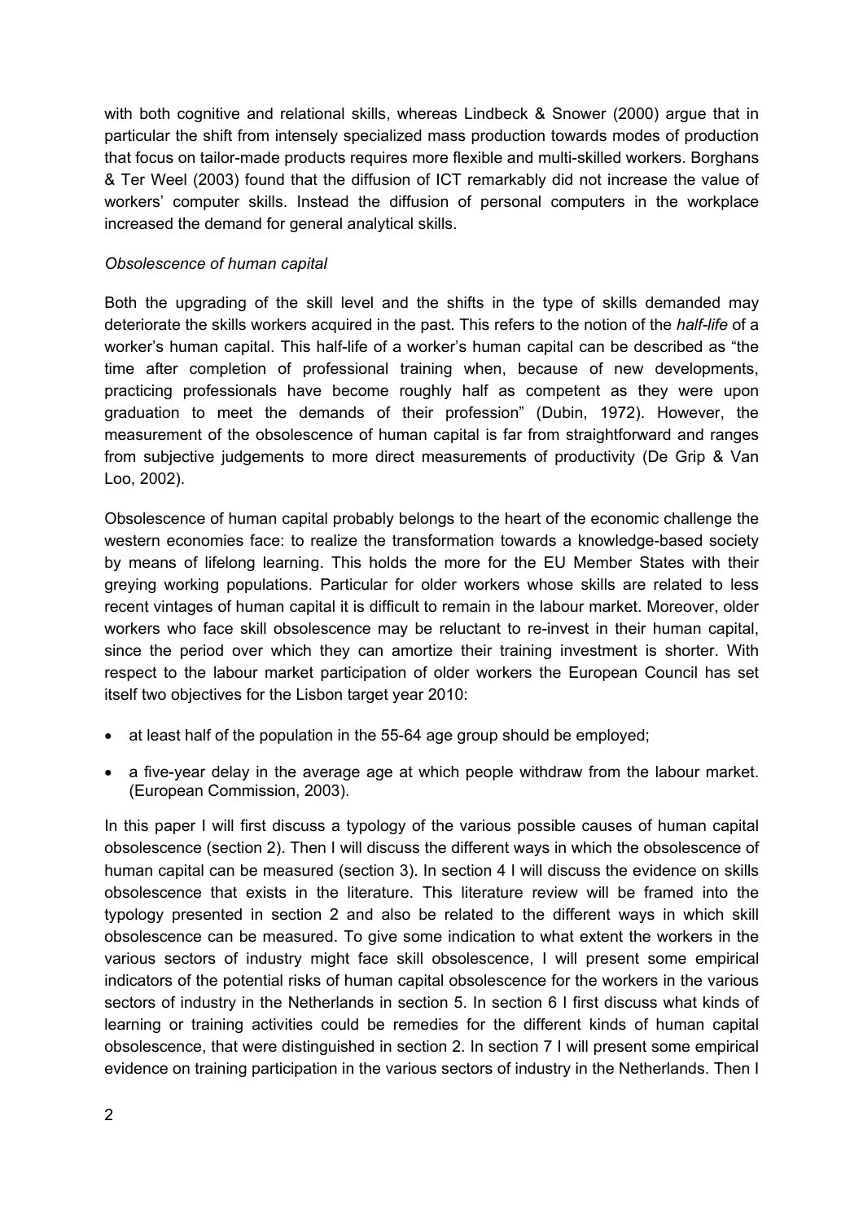with both cognitive and relational skills, whereas Lindbeck & Snower (2000) argue that in particular the shift from intensely specialized mass production towards modes of production that focus on tailor-made products requires more flexible and multi-skilled workers. Borghans & Ter Weel (2003) found that the diffusion of ICT remarkably did not increase the value of workers' computer skills. Instead the diffusion of personal computers in the workplace increased the demand for general analytical skills.

*Obsolescence of human capital*

Both the upgrading of the skill level and the shifts in the type of skills demanded may deteriorate the skills workers acquired in the past. This refers to the notion of the *half-life* of a worker's human capital. This half-life of a worker's human capital can be described as "the time after completion of professional training when, because of new developments, practicing professionals have become roughly half as competent as they were upon graduation to meet the demands of their profession" (Dubin, 1972). However, the measurement of the obsolescence of human capital is far from straightforward and ranges from subjective judgements to more direct measurements of productivity (De Grip & Van Loo, 2002).

Obsolescence of human capital probably belongs to the heart of the economic challenge the western economies face: to realize the transformation towards a knowledge-based society by means of lifelong learning. This holds the more for the EU Member States with their greying working populations. Particular for older workers whose skills are related to less recent vintages of human capital it is difficult to remain in the labour market. Moreover, older workers who face skill obsolescence may be reluctant to re-invest in their human capital, since the period over which they can amortize their training investment is shorter. With respect to the labour market participation of older workers the European Council has set itself two objectives for the Lisbon target year 2010:

- at least half of the population in the 55-64 age group should be employed;
- a five-year delay in the average age at which people withdraw from the labour market. (European Commission, 2003).

In this paper I will first discuss a typology of the various possible causes of human capital obsolescence (section 2). Then I will discuss the different ways in which the obsolescence of human capital can be measured (section 3). In section 4 I will discuss the evidence on skills obsolescence that exists in the literature. This literature review will be framed into the typology presented in section 2 and also be related to the different ways in which skill obsolescence can be measured. To give some indication to what extent the workers in the various sectors of industry might face skill obsolescence, I will present some empirical indicators of the potential risks of human capital obsolescence for the workers in the various sectors of industry in the Netherlands in section 5. In section 6 I first discuss what kinds of learning or training activities could be remedies for the different kinds of human capital obsolescence, that were distinguished in section 2. In section 7 I will present some empirical evidence on training participation in the various sectors of industry in the Netherlands. Then I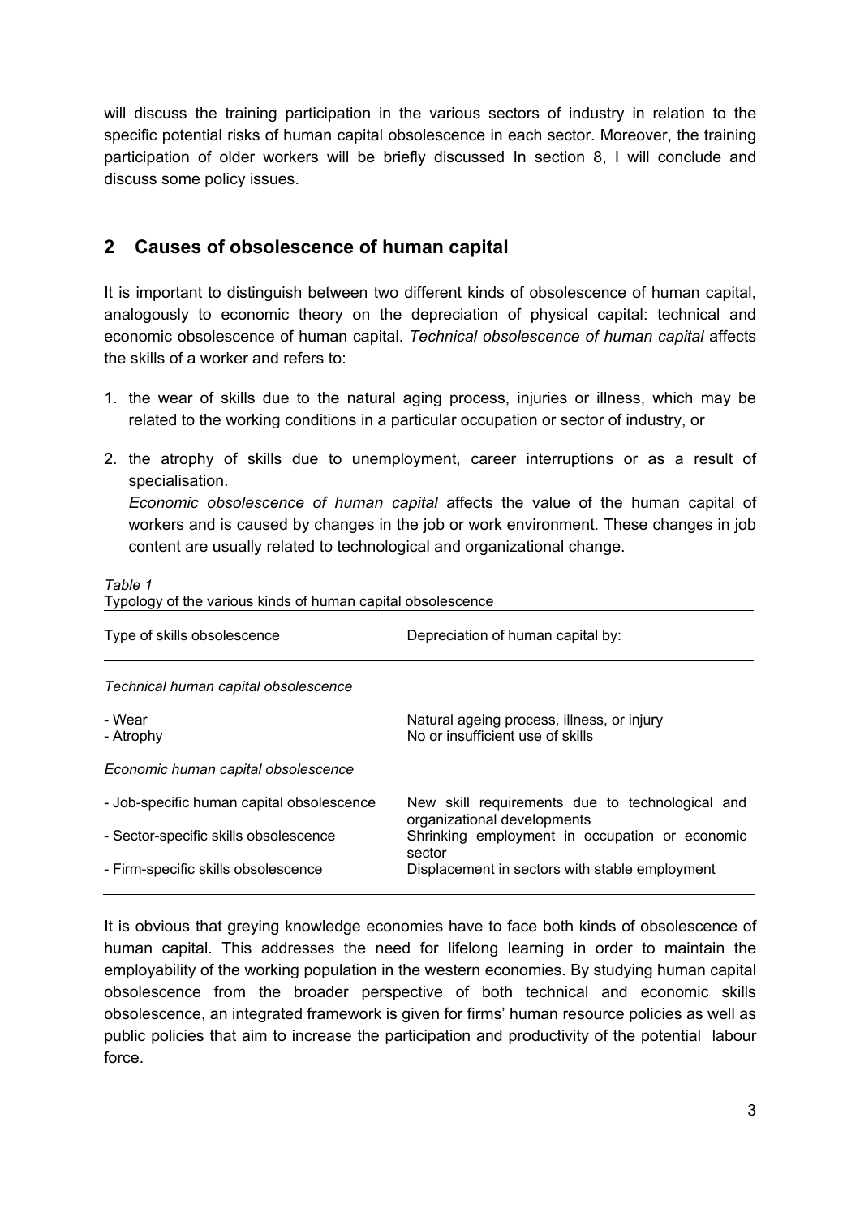will discuss the training participation in the various sectors of industry in relation to the specific potential risks of human capital obsolescence in each sector. Moreover, the training participation of older workers will be briefly discussed In section 8, I will conclude and discuss some policy issues.

## 2 Causes of obsolescence of human capital

It is important to distinguish between two different kinds of obsolescence of human capital, analogously to economic theory on the depreciation of physical capital: technical and economic obsolescence of human capital. *Technical obsolescence of human capital* affects the skills of a worker and refers to:

1. the wear of skills due to the natural aging process, injuries or illness, which may be related to the working conditions in a particular occupation or sector of industry, or

2. the atrophy of skills due to unemployment, career interruptions or as a result of specialisation.
   *Economic obsolescence of human capital* affects the value of the human capital of workers and is caused by changes in the job or work environment. These changes in job content are usually related to technological and organizational change.

*Table 1*
Typology of the various kinds of human capital obsolescence

| Type of skills obsolescence | Depreciation of human capital by: |
|---|---|
| *Technical human capital obsolescence* | |
| - Wear | Natural ageing process, illness, or injury |
| - Atrophy | No or insufficient use of skills |
| *Economic human capital obsolescence* | |
| - Job-specific human capital obsolescence | New skill requirements due to technological and organizational developments |
| - Sector-specific skills obsolescence | Shrinking employment in occupation or economic sector |
| - Firm-specific skills obsolescence | Displacement in sectors with stable employment |

It is obvious that greying knowledge economies have to face both kinds of obsolescence of human capital. This addresses the need for lifelong learning in order to maintain the employability of the working population in the western economies. By studying human capital obsolescence from the broader perspective of both technical and economic skills obsolescence, an integrated framework is given for firms' human resource policies as well as public policies that aim to increase the participation and productivity of the potential labour force.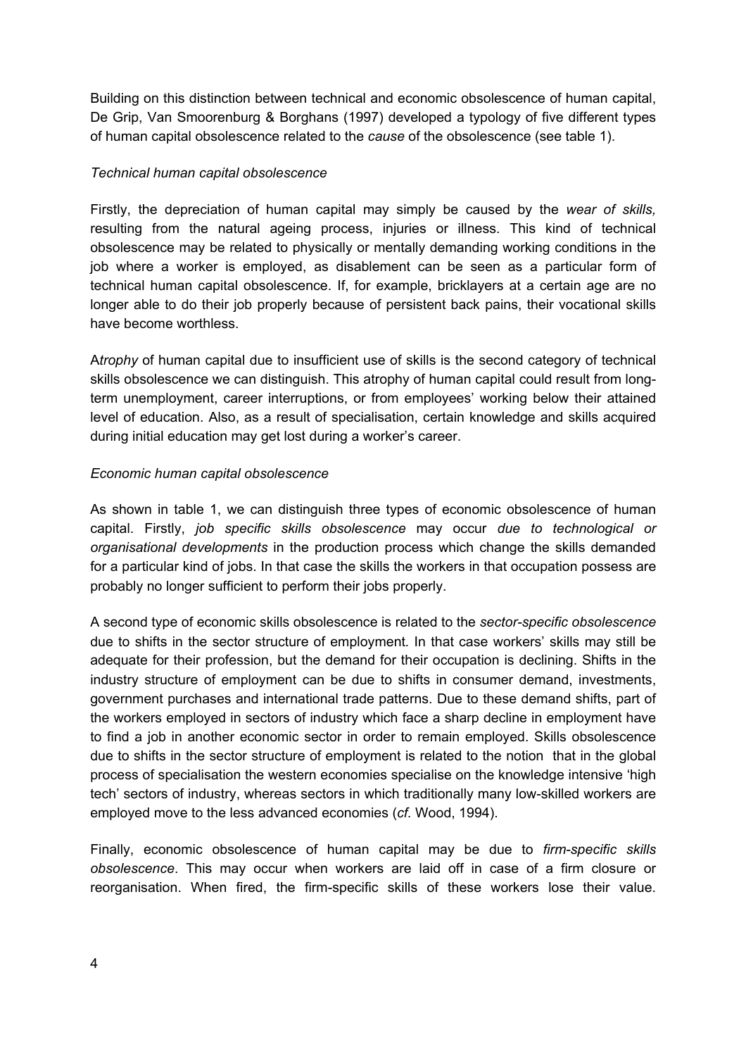Building on this distinction between technical and economic obsolescence of human capital, De Grip, Van Smoorenburg & Borghans (1997) developed a typology of five different types of human capital obsolescence related to the *cause* of the obsolescence (see table 1).

*Technical human capital obsolescence*

Firstly, the depreciation of human capital may simply be caused by the *wear of skills,* resulting from the natural ageing process, injuries or illness. This kind of technical obsolescence may be related to physically or mentally demanding working conditions in the job where a worker is employed, as disablement can be seen as a particular form of technical human capital obsolescence. If, for example, bricklayers at a certain age are no longer able to do their job properly because of persistent back pains, their vocational skills have become worthless.

A*trophy* of human capital due to insufficient use of skills is the second category of technical skills obsolescence we can distinguish. This atrophy of human capital could result from long-term unemployment, career interruptions, or from employees' working below their attained level of education. Also, as a result of specialisation, certain knowledge and skills acquired during initial education may get lost during a worker's career.

*Economic human capital obsolescence*

As shown in table 1, we can distinguish three types of economic obsolescence of human capital. Firstly, *job specific skills obsolescence* may occur *due to technological or organisational developments* in the production process which change the skills demanded for a particular kind of jobs. In that case the skills the workers in that occupation possess are probably no longer sufficient to perform their jobs properly.

A second type of economic skills obsolescence is related to the *sector-specific obsolescence* due to shifts in the sector structure of employment*.* In that case workers' skills may still be adequate for their profession, but the demand for their occupation is declining. Shifts in the industry structure of employment can be due to shifts in consumer demand, investments, government purchases and international trade patterns. Due to these demand shifts, part of the workers employed in sectors of industry which face a sharp decline in employment have to find a job in another economic sector in order to remain employed. Skills obsolescence due to shifts in the sector structure of employment is related to the notion that in the global process of specialisation the western economies specialise on the knowledge intensive 'high tech' sectors of industry, whereas sectors in which traditionally many low-skilled workers are employed move to the less advanced economies (*cf.* Wood, 1994).

Finally, economic obsolescence of human capital may be due to *firm-specific skills obsolescence*. This may occur when workers are laid off in case of a firm closure or reorganisation. When fired, the firm-specific skills of these workers lose their value.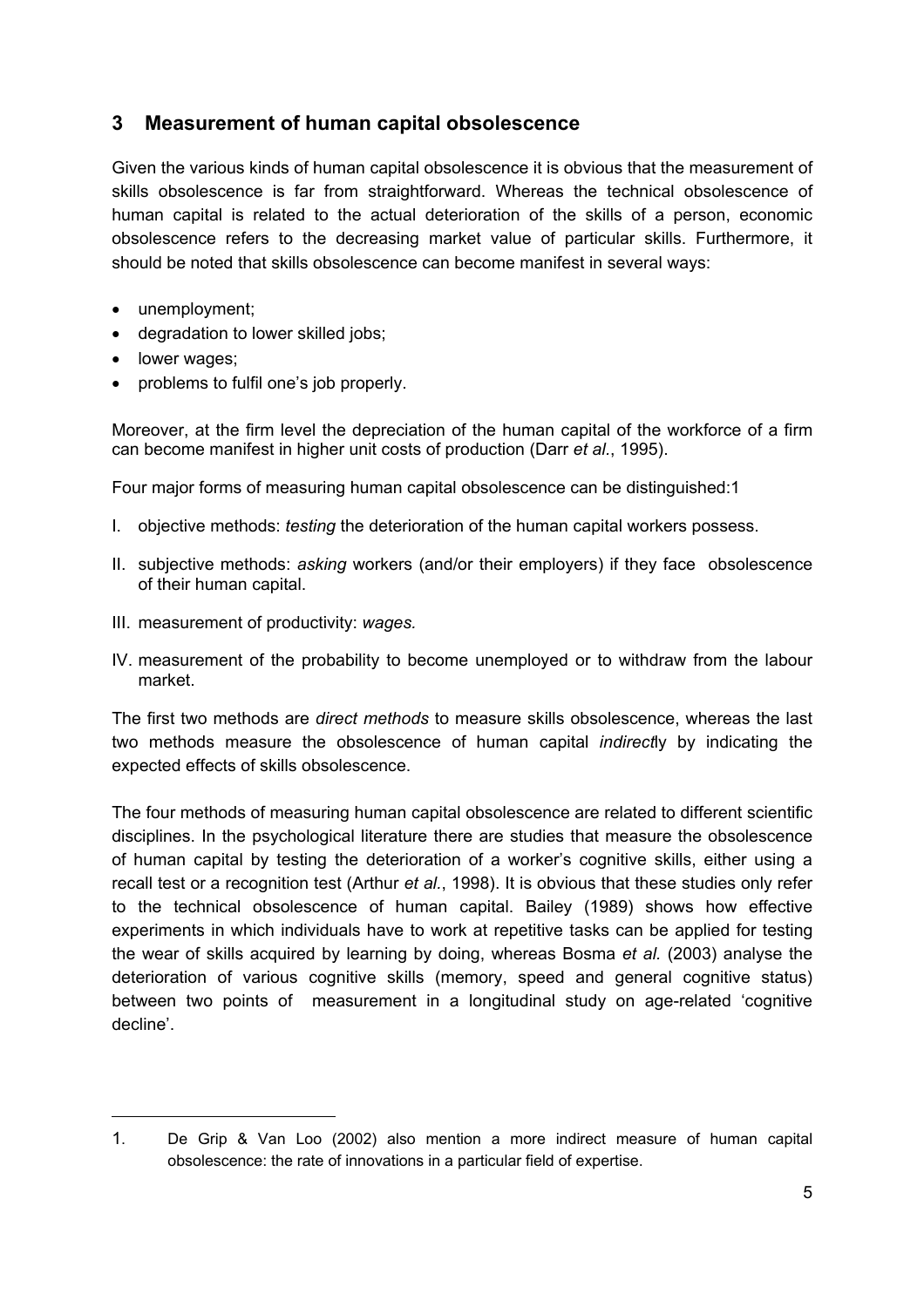## 3 Measurement of human capital obsolescence

Given the various kinds of human capital obsolescence it is obvious that the measurement of skills obsolescence is far from straightforward. Whereas the technical obsolescence of human capital is related to the actual deterioration of the skills of a person, economic obsolescence refers to the decreasing market value of particular skills. Furthermore, it should be noted that skills obsolescence can become manifest in several ways:

- unemployment;
- degradation to lower skilled jobs;
- lower wages;
- problems to fulfil one's job properly.

Moreover, at the firm level the depreciation of the human capital of the workforce of a firm can become manifest in higher unit costs of production (Darr *et al.*, 1995).

Four major forms of measuring human capital obsolescence can be distinguished:[1]

I. objective methods: *testing* the deterioration of the human capital workers possess.

II. subjective methods: *asking* workers (and/or their employers) if they face obsolescence of their human capital.

III. measurement of productivity: *wages.*

IV. measurement of the probability to become unemployed or to withdraw from the labour market.

The first two methods are *direct methods* to measure skills obsolescence, whereas the last two methods measure the obsolescence of human capital *indirect*ly by indicating the expected effects of skills obsolescence.

The four methods of measuring human capital obsolescence are related to different scientific disciplines. In the psychological literature there are studies that measure the obsolescence of human capital by testing the deterioration of a worker's cognitive skills, either using a recall test or a recognition test (Arthur *et al.*, 1998). It is obvious that these studies only refer to the technical obsolescence of human capital. Bailey (1989) shows how effective experiments in which individuals have to work at repetitive tasks can be applied for testing the wear of skills acquired by learning by doing, whereas Bosma *et al.* (2003) analyse the deterioration of various cognitive skills (memory, speed and general cognitive status) between two points of measurement in a longitudinal study on age-related 'cognitive decline'.

---

1. De Grip & Van Loo (2002) also mention a more indirect measure of human capital obsolescence: the rate of innovations in a particular field of expertise.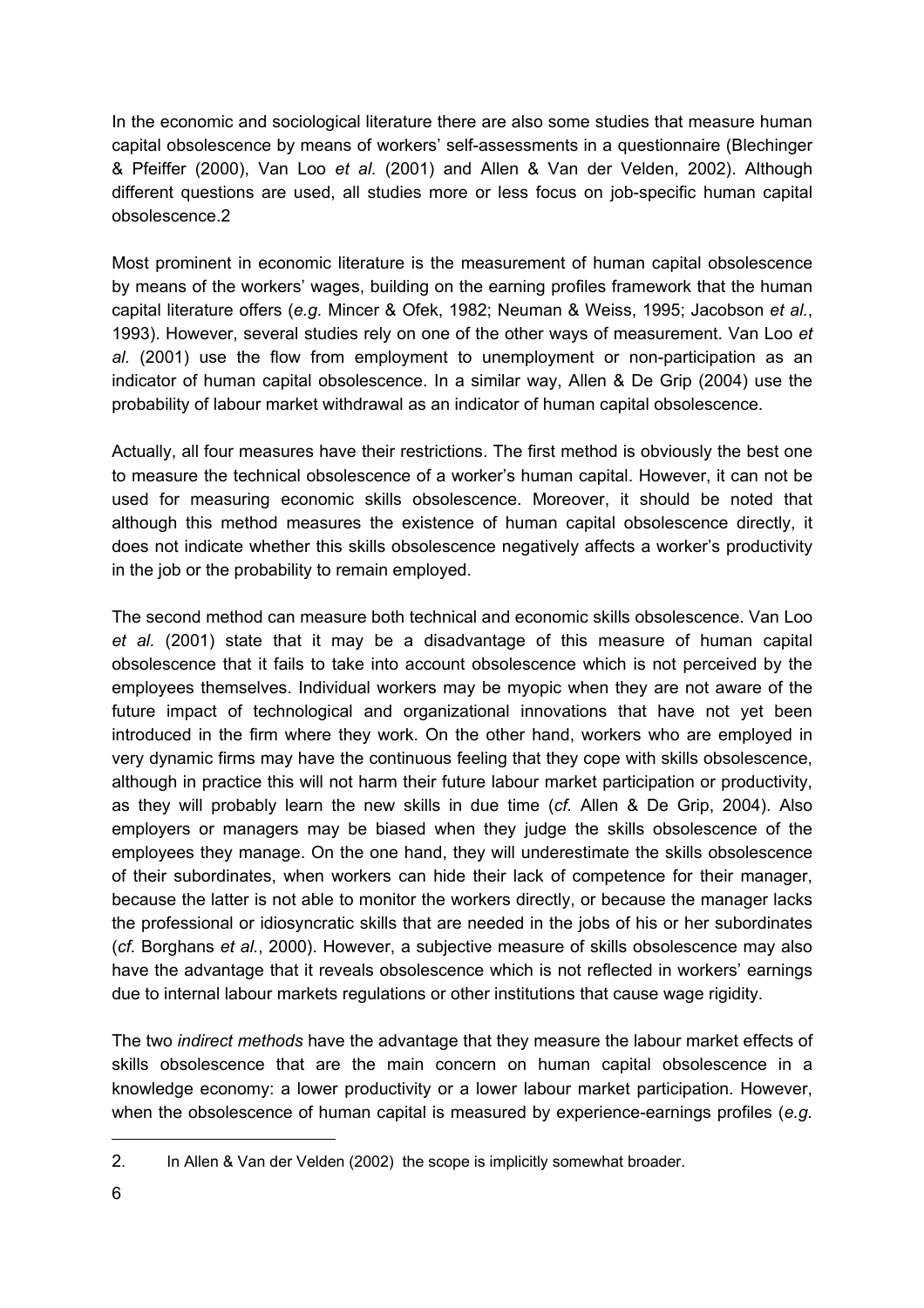In the economic and sociological literature there are also some studies that measure human capital obsolescence by means of workers' self-assessments in a questionnaire (Blechinger & Pfeiffer (2000), Van Loo *et al.* (2001) and Allen & Van der Velden, 2002). Although different questions are used, all studies more or less focus on job-specific human capital obsolescence.[2]

Most prominent in economic literature is the measurement of human capital obsolescence by means of the workers' wages, building on the earning profiles framework that the human capital literature offers (*e.g.* Mincer & Ofek, 1982; Neuman & Weiss, 1995; Jacobson *et al.*, 1993). However, several studies rely on one of the other ways of measurement. Van Loo *et al.* (2001) use the flow from employment to unemployment or non-participation as an indicator of human capital obsolescence. In a similar way, Allen & De Grip (2004) use the probability of labour market withdrawal as an indicator of human capital obsolescence.

Actually, all four measures have their restrictions. The first method is obviously the best one to measure the technical obsolescence of a worker's human capital. However, it can not be used for measuring economic skills obsolescence. Moreover, it should be noted that although this method measures the existence of human capital obsolescence directly, it does not indicate whether this skills obsolescence negatively affects a worker's productivity in the job or the probability to remain employed.

The second method can measure both technical and economic skills obsolescence. Van Loo *et al.* (2001) state that it may be a disadvantage of this measure of human capital obsolescence that it fails to take into account obsolescence which is not perceived by the employees themselves. Individual workers may be myopic when they are not aware of the future impact of technological and organizational innovations that have not yet been introduced in the firm where they work. On the other hand, workers who are employed in very dynamic firms may have the continuous feeling that they cope with skills obsolescence, although in practice this will not harm their future labour market participation or productivity, as they will probably learn the new skills in due time (*cf.* Allen & De Grip, 2004). Also employers or managers may be biased when they judge the skills obsolescence of the employees they manage. On the one hand, they will underestimate the skills obsolescence of their subordinates, when workers can hide their lack of competence for their manager, because the latter is not able to monitor the workers directly, or because the manager lacks the professional or idiosyncratic skills that are needed in the jobs of his or her subordinates (*cf.* Borghans *et al.*, 2000). However, a subjective measure of skills obsolescence may also have the advantage that it reveals obsolescence which is not reflected in workers' earnings due to internal labour markets regulations or other institutions that cause wage rigidity.

The two *indirect methods* have the advantage that they measure the labour market effects of skills obsolescence that are the main concern on human capital obsolescence in a knowledge economy: a lower productivity or a lower labour market participation. However, when the obsolescence of human capital is measured by experience-earnings profiles (*e.g.*

2. In Allen & Van der Velden (2002) the scope is implicitly somewhat broader.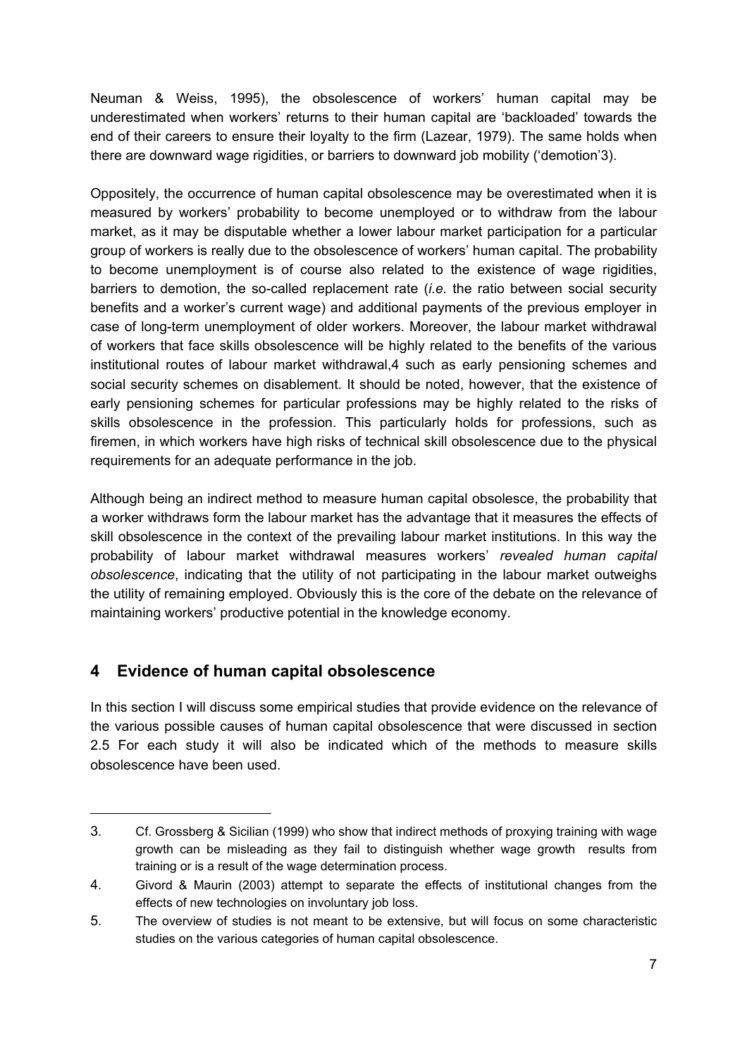Neuman & Weiss, 1995), the obsolescence of workers' human capital may be underestimated when workers' returns to their human capital are 'backloaded' towards the end of their careers to ensure their loyalty to the firm (Lazear, 1979). The same holds when there are downward wage rigidities, or barriers to downward job mobility ('demotion'[3]).

Oppositely, the occurrence of human capital obsolescence may be overestimated when it is measured by workers' probability to become unemployed or to withdraw from the labour market, as it may be disputable whether a lower labour market participation for a particular group of workers is really due to the obsolescence of workers' human capital. The probability to become unemployment is of course also related to the existence of wage rigidities, barriers to demotion, the so-called replacement rate (*i.e.* the ratio between social security benefits and a worker's current wage) and additional payments of the previous employer in case of long-term unemployment of older workers. Moreover, the labour market withdrawal of workers that face skills obsolescence will be highly related to the benefits of the various institutional routes of labour market withdrawal,[4] such as early pensioning schemes and social security schemes on disablement. It should be noted, however, that the existence of early pensioning schemes for particular professions may be highly related to the risks of skills obsolescence in the profession. This particularly holds for professions, such as firemen, in which workers have high risks of technical skill obsolescence due to the physical requirements for an adequate performance in the job.

Although being an indirect method to measure human capital obsolesce, the probability that a worker withdraws form the labour market has the advantage that it measures the effects of skill obsolescence in the context of the prevailing labour market institutions. In this way the probability of labour market withdrawal measures workers' *revealed human capital obsolescence*, indicating that the utility of not participating in the labour market outweighs the utility of remaining employed. Obviously this is the core of the debate on the relevance of maintaining workers' productive potential in the knowledge economy.

## 4 Evidence of human capital obsolescence

In this section I will discuss some empirical studies that provide evidence on the relevance of the various possible causes of human capital obsolescence that were discussed in section 2.[5] For each study it will also be indicated which of the methods to measure skills obsolescence have been used.

---

3. Cf. Grossberg & Sicilian (1999) who show that indirect methods of proxying training with wage growth can be misleading as they fail to distinguish whether wage growth results from training or is a result of the wage determination process.
4. Givord & Maurin (2003) attempt to separate the effects of institutional changes from the effects of new technologies on involuntary job loss.
5. The overview of studies is not meant to be extensive, but will focus on some characteristic studies on the various categories of human capital obsolescence.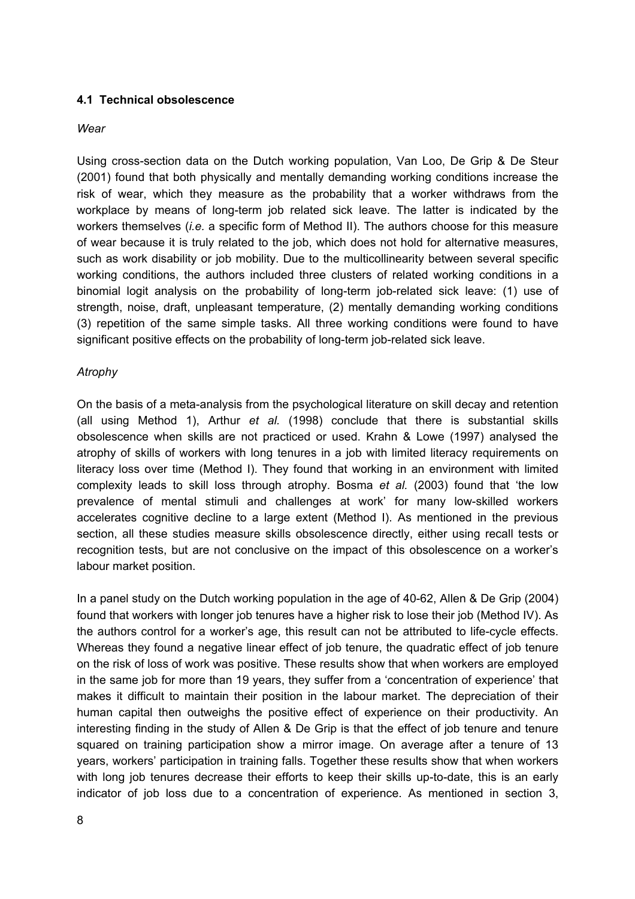### 4.1 Technical obsolescence

*Wear*

Using cross-section data on the Dutch working population, Van Loo, De Grip & De Steur (2001) found that both physically and mentally demanding working conditions increase the risk of wear, which they measure as the probability that a worker withdraws from the workplace by means of long-term job related sick leave. The latter is indicated by the workers themselves (*i.e.* a specific form of Method II). The authors choose for this measure of wear because it is truly related to the job, which does not hold for alternative measures, such as work disability or job mobility. Due to the multicollinearity between several specific working conditions, the authors included three clusters of related working conditions in a binomial logit analysis on the probability of long-term job-related sick leave: (1) use of strength, noise, draft, unpleasant temperature, (2) mentally demanding working conditions (3) repetition of the same simple tasks. All three working conditions were found to have significant positive effects on the probability of long-term job-related sick leave.

*Atrophy*

On the basis of a meta-analysis from the psychological literature on skill decay and retention (all using Method 1), Arthur *et al.* (1998) conclude that there is substantial skills obsolescence when skills are not practiced or used. Krahn & Lowe (1997) analysed the atrophy of skills of workers with long tenures in a job with limited literacy requirements on literacy loss over time (Method I). They found that working in an environment with limited complexity leads to skill loss through atrophy. Bosma *et al.* (2003) found that 'the low prevalence of mental stimuli and challenges at work' for many low-skilled workers accelerates cognitive decline to a large extent (Method I). As mentioned in the previous section, all these studies measure skills obsolescence directly, either using recall tests or recognition tests, but are not conclusive on the impact of this obsolescence on a worker's labour market position.

In a panel study on the Dutch working population in the age of 40-62, Allen & De Grip (2004) found that workers with longer job tenures have a higher risk to lose their job (Method IV). As the authors control for a worker's age, this result can not be attributed to life-cycle effects. Whereas they found a negative linear effect of job tenure, the quadratic effect of job tenure on the risk of loss of work was positive. These results show that when workers are employed in the same job for more than 19 years, they suffer from a 'concentration of experience' that makes it difficult to maintain their position in the labour market. The depreciation of their human capital then outweighs the positive effect of experience on their productivity. An interesting finding in the study of Allen & De Grip is that the effect of job tenure and tenure squared on training participation show a mirror image. On average after a tenure of 13 years, workers' participation in training falls. Together these results show that when workers with long job tenures decrease their efforts to keep their skills up-to-date, this is an early indicator of job loss due to a concentration of experience. As mentioned in section 3,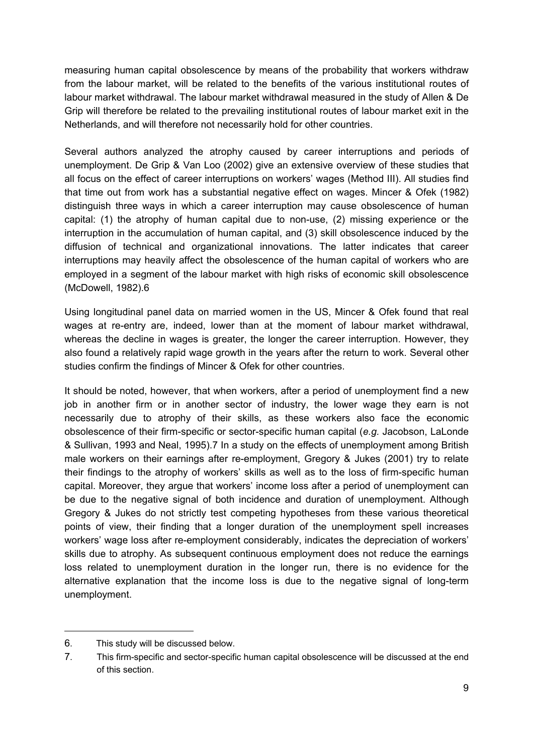measuring human capital obsolescence by means of the probability that workers withdraw from the labour market, will be related to the benefits of the various institutional routes of labour market withdrawal. The labour market withdrawal measured in the study of Allen & De Grip will therefore be related to the prevailing institutional routes of labour market exit in the Netherlands, and will therefore not necessarily hold for other countries.

Several authors analyzed the atrophy caused by career interruptions and periods of unemployment. De Grip & Van Loo (2002) give an extensive overview of these studies that all focus on the effect of career interruptions on workers' wages (Method III). All studies find that time out from work has a substantial negative effect on wages. Mincer & Ofek (1982) distinguish three ways in which a career interruption may cause obsolescence of human capital: (1) the atrophy of human capital due to non-use, (2) missing experience or the interruption in the accumulation of human capital, and (3) skill obsolescence induced by the diffusion of technical and organizational innovations. The latter indicates that career interruptions may heavily affect the obsolescence of the human capital of workers who are employed in a segment of the labour market with high risks of economic skill obsolescence (McDowell, 1982).[6]

Using longitudinal panel data on married women in the US, Mincer & Ofek found that real wages at re-entry are, indeed, lower than at the moment of labour market withdrawal, whereas the decline in wages is greater, the longer the career interruption. However, they also found a relatively rapid wage growth in the years after the return to work. Several other studies confirm the findings of Mincer & Ofek for other countries.

It should be noted, however, that when workers, after a period of unemployment find a new job in another firm or in another sector of industry, the lower wage they earn is not necessarily due to atrophy of their skills, as these workers also face the economic obsolescence of their firm-specific or sector-specific human capital (*e.g.* Jacobson, LaLonde & Sullivan, 1993 and Neal, 1995).[7] In a study on the effects of unemployment among British male workers on their earnings after re-employment, Gregory & Jukes (2001) try to relate their findings to the atrophy of workers' skills as well as to the loss of firm-specific human capital. Moreover, they argue that workers' income loss after a period of unemployment can be due to the negative signal of both incidence and duration of unemployment. Although Gregory & Jukes do not strictly test competing hypotheses from these various theoretical points of view, their finding that a longer duration of the unemployment spell increases workers' wage loss after re-employment considerably, indicates the depreciation of workers' skills due to atrophy. As subsequent continuous employment does not reduce the earnings loss related to unemployment duration in the longer run, there is no evidence for the alternative explanation that the income loss is due to the negative signal of long-term unemployment.

---

6. This study will be discussed below.

7. This firm-specific and sector-specific human capital obsolescence will be discussed at the end of this section.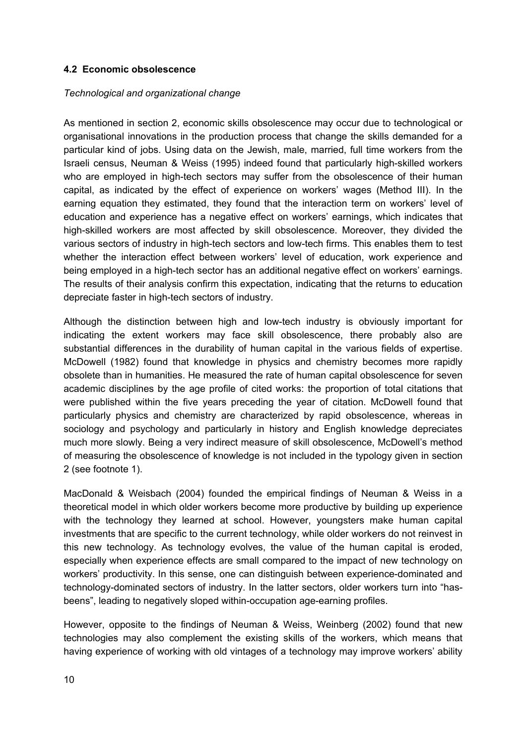### 4.2 Economic obsolescence

*Technological and organizational change*

As mentioned in section 2, economic skills obsolescence may occur due to technological or organisational innovations in the production process that change the skills demanded for a particular kind of jobs. Using data on the Jewish, male, married, full time workers from the Israeli census, Neuman & Weiss (1995) indeed found that particularly high-skilled workers who are employed in high-tech sectors may suffer from the obsolescence of their human capital, as indicated by the effect of experience on workers' wages (Method III). In the earning equation they estimated, they found that the interaction term on workers' level of education and experience has a negative effect on workers' earnings, which indicates that high-skilled workers are most affected by skill obsolescence. Moreover, they divided the various sectors of industry in high-tech sectors and low-tech firms. This enables them to test whether the interaction effect between workers' level of education, work experience and being employed in a high-tech sector has an additional negative effect on workers' earnings. The results of their analysis confirm this expectation, indicating that the returns to education depreciate faster in high-tech sectors of industry.

Although the distinction between high and low-tech industry is obviously important for indicating the extent workers may face skill obsolescence, there probably also are substantial differences in the durability of human capital in the various fields of expertise. McDowell (1982) found that knowledge in physics and chemistry becomes more rapidly obsolete than in humanities. He measured the rate of human capital obsolescence for seven academic disciplines by the age profile of cited works: the proportion of total citations that were published within the five years preceding the year of citation. McDowell found that particularly physics and chemistry are characterized by rapid obsolescence, whereas in sociology and psychology and particularly in history and English knowledge depreciates much more slowly. Being a very indirect measure of skill obsolescence, McDowell's method of measuring the obsolescence of knowledge is not included in the typology given in section 2 (see footnote 1).

MacDonald & Weisbach (2004) founded the empirical findings of Neuman & Weiss in a theoretical model in which older workers become more productive by building up experience with the technology they learned at school. However, youngsters make human capital investments that are specific to the current technology, while older workers do not reinvest in this new technology. As technology evolves, the value of the human capital is eroded, especially when experience effects are small compared to the impact of new technology on workers' productivity. In this sense, one can distinguish between experience-dominated and technology-dominated sectors of industry. In the latter sectors, older workers turn into "has-beens", leading to negatively sloped within-occupation age-earning profiles.

However, opposite to the findings of Neuman & Weiss, Weinberg (2002) found that new technologies may also complement the existing skills of the workers, which means that having experience of working with old vintages of a technology may improve workers' ability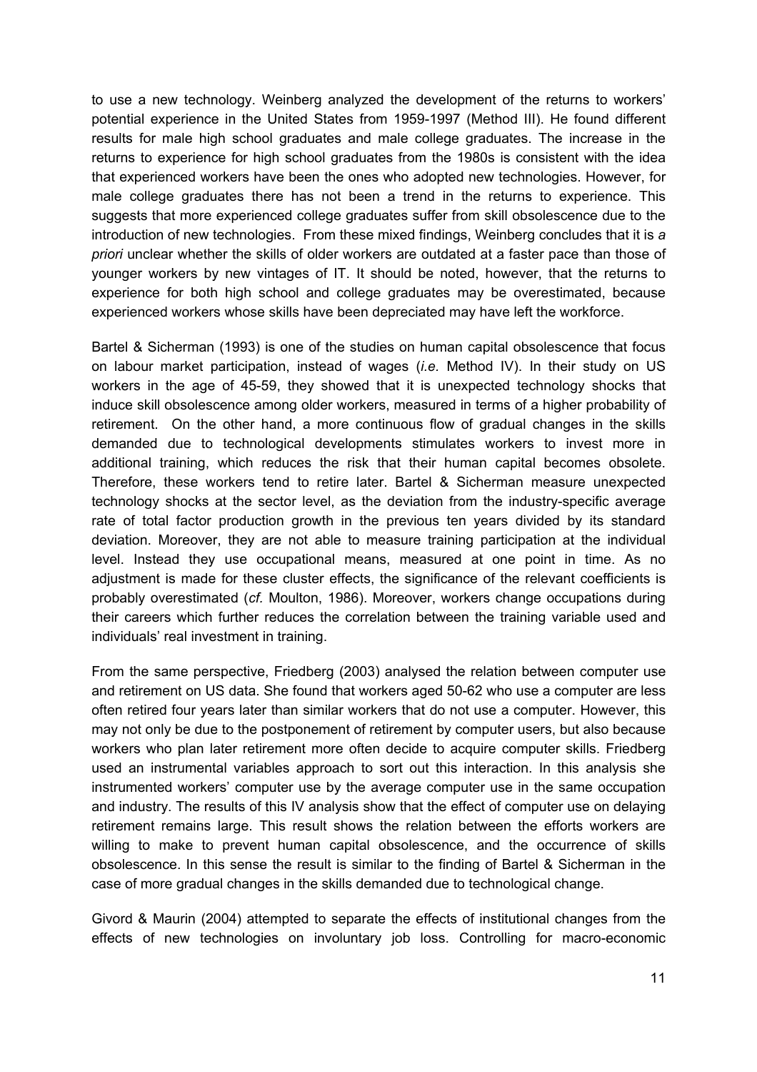to use a new technology. Weinberg analyzed the development of the returns to workers' potential experience in the United States from 1959-1997 (Method III). He found different results for male high school graduates and male college graduates. The increase in the returns to experience for high school graduates from the 1980s is consistent with the idea that experienced workers have been the ones who adopted new technologies. However, for male college graduates there has not been a trend in the returns to experience. This suggests that more experienced college graduates suffer from skill obsolescence due to the introduction of new technologies. From these mixed findings, Weinberg concludes that it is *a priori* unclear whether the skills of older workers are outdated at a faster pace than those of younger workers by new vintages of IT. It should be noted, however, that the returns to experience for both high school and college graduates may be overestimated, because experienced workers whose skills have been depreciated may have left the workforce.

Bartel & Sicherman (1993) is one of the studies on human capital obsolescence that focus on labour market participation, instead of wages (*i.e.* Method IV). In their study on US workers in the age of 45-59, they showed that it is unexpected technology shocks that induce skill obsolescence among older workers, measured in terms of a higher probability of retirement. On the other hand, a more continuous flow of gradual changes in the skills demanded due to technological developments stimulates workers to invest more in additional training, which reduces the risk that their human capital becomes obsolete. Therefore, these workers tend to retire later. Bartel & Sicherman measure unexpected technology shocks at the sector level, as the deviation from the industry-specific average rate of total factor production growth in the previous ten years divided by its standard deviation. Moreover, they are not able to measure training participation at the individual level. Instead they use occupational means, measured at one point in time. As no adjustment is made for these cluster effects, the significance of the relevant coefficients is probably overestimated (*cf.* Moulton, 1986). Moreover, workers change occupations during their careers which further reduces the correlation between the training variable used and individuals' real investment in training.

From the same perspective, Friedberg (2003) analysed the relation between computer use and retirement on US data. She found that workers aged 50-62 who use a computer are less often retired four years later than similar workers that do not use a computer. However, this may not only be due to the postponement of retirement by computer users, but also because workers who plan later retirement more often decide to acquire computer skills. Friedberg used an instrumental variables approach to sort out this interaction. In this analysis she instrumented workers' computer use by the average computer use in the same occupation and industry. The results of this IV analysis show that the effect of computer use on delaying retirement remains large. This result shows the relation between the efforts workers are willing to make to prevent human capital obsolescence, and the occurrence of skills obsolescence. In this sense the result is similar to the finding of Bartel & Sicherman in the case of more gradual changes in the skills demanded due to technological change.

Givord & Maurin (2004) attempted to separate the effects of institutional changes from the effects of new technologies on involuntary job loss. Controlling for macro-economic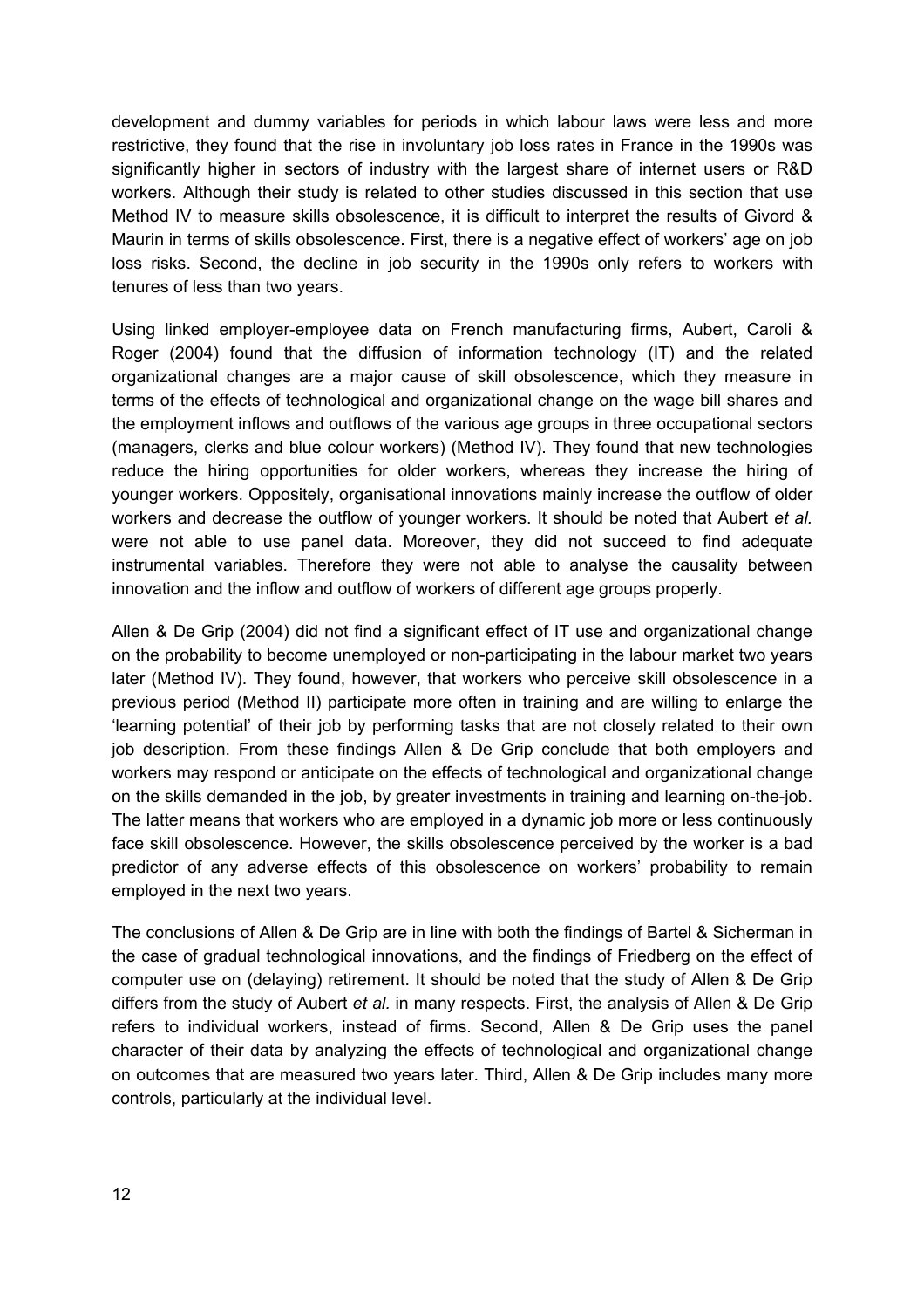development and dummy variables for periods in which labour laws were less and more restrictive, they found that the rise in involuntary job loss rates in France in the 1990s was significantly higher in sectors of industry with the largest share of internet users or R&D workers. Although their study is related to other studies discussed in this section that use Method IV to measure skills obsolescence, it is difficult to interpret the results of Givord & Maurin in terms of skills obsolescence. First, there is a negative effect of workers' age on job loss risks. Second, the decline in job security in the 1990s only refers to workers with tenures of less than two years.

Using linked employer-employee data on French manufacturing firms, Aubert, Caroli & Roger (2004) found that the diffusion of information technology (IT) and the related organizational changes are a major cause of skill obsolescence, which they measure in terms of the effects of technological and organizational change on the wage bill shares and the employment inflows and outflows of the various age groups in three occupational sectors (managers, clerks and blue colour workers) (Method IV). They found that new technologies reduce the hiring opportunities for older workers, whereas they increase the hiring of younger workers. Oppositely, organisational innovations mainly increase the outflow of older workers and decrease the outflow of younger workers. It should be noted that Aubert *et al.* were not able to use panel data. Moreover, they did not succeed to find adequate instrumental variables. Therefore they were not able to analyse the causality between innovation and the inflow and outflow of workers of different age groups properly.

Allen & De Grip (2004) did not find a significant effect of IT use and organizational change on the probability to become unemployed or non-participating in the labour market two years later (Method IV). They found, however, that workers who perceive skill obsolescence in a previous period (Method II) participate more often in training and are willing to enlarge the 'learning potential' of their job by performing tasks that are not closely related to their own job description. From these findings Allen & De Grip conclude that both employers and workers may respond or anticipate on the effects of technological and organizational change on the skills demanded in the job, by greater investments in training and learning on-the-job. The latter means that workers who are employed in a dynamic job more or less continuously face skill obsolescence. However, the skills obsolescence perceived by the worker is a bad predictor of any adverse effects of this obsolescence on workers' probability to remain employed in the next two years.

The conclusions of Allen & De Grip are in line with both the findings of Bartel & Sicherman in the case of gradual technological innovations, and the findings of Friedberg on the effect of computer use on (delaying) retirement. It should be noted that the study of Allen & De Grip differs from the study of Aubert *et al.* in many respects. First, the analysis of Allen & De Grip refers to individual workers, instead of firms. Second, Allen & De Grip uses the panel character of their data by analyzing the effects of technological and organizational change on outcomes that are measured two years later. Third, Allen & De Grip includes many more controls, particularly at the individual level.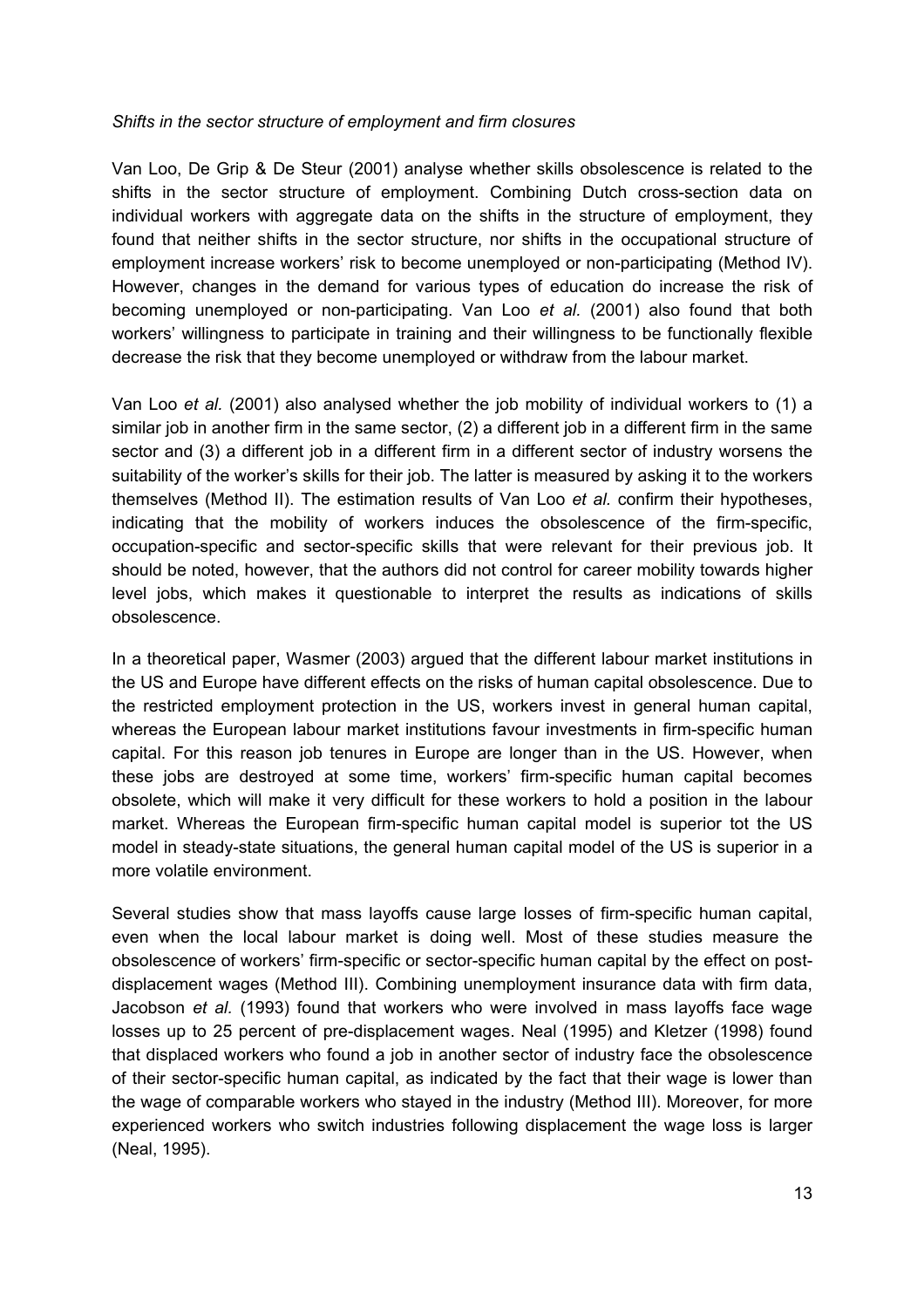*Shifts in the sector structure of employment and firm closures*

Van Loo, De Grip & De Steur (2001) analyse whether skills obsolescence is related to the shifts in the sector structure of employment. Combining Dutch cross-section data on individual workers with aggregate data on the shifts in the structure of employment, they found that neither shifts in the sector structure, nor shifts in the occupational structure of employment increase workers' risk to become unemployed or non-participating (Method IV). However, changes in the demand for various types of education do increase the risk of becoming unemployed or non-participating. Van Loo *et al.* (2001) also found that both workers' willingness to participate in training and their willingness to be functionally flexible decrease the risk that they become unemployed or withdraw from the labour market.

Van Loo *et al.* (2001) also analysed whether the job mobility of individual workers to (1) a similar job in another firm in the same sector, (2) a different job in a different firm in the same sector and (3) a different job in a different firm in a different sector of industry worsens the suitability of the worker's skills for their job. The latter is measured by asking it to the workers themselves (Method II). The estimation results of Van Loo *et al.* confirm their hypotheses, indicating that the mobility of workers induces the obsolescence of the firm-specific, occupation-specific and sector-specific skills that were relevant for their previous job. It should be noted, however, that the authors did not control for career mobility towards higher level jobs, which makes it questionable to interpret the results as indications of skills obsolescence.

In a theoretical paper, Wasmer (2003) argued that the different labour market institutions in the US and Europe have different effects on the risks of human capital obsolescence. Due to the restricted employment protection in the US, workers invest in general human capital, whereas the European labour market institutions favour investments in firm-specific human capital. For this reason job tenures in Europe are longer than in the US. However, when these jobs are destroyed at some time, workers' firm-specific human capital becomes obsolete, which will make it very difficult for these workers to hold a position in the labour market. Whereas the European firm-specific human capital model is superior tot the US model in steady-state situations, the general human capital model of the US is superior in a more volatile environment.

Several studies show that mass layoffs cause large losses of firm-specific human capital, even when the local labour market is doing well. Most of these studies measure the obsolescence of workers' firm-specific or sector-specific human capital by the effect on post-displacement wages (Method III). Combining unemployment insurance data with firm data, Jacobson *et al.* (1993) found that workers who were involved in mass layoffs face wage losses up to 25 percent of pre-displacement wages. Neal (1995) and Kletzer (1998) found that displaced workers who found a job in another sector of industry face the obsolescence of their sector-specific human capital, as indicated by the fact that their wage is lower than the wage of comparable workers who stayed in the industry (Method III). Moreover, for more experienced workers who switch industries following displacement the wage loss is larger (Neal, 1995).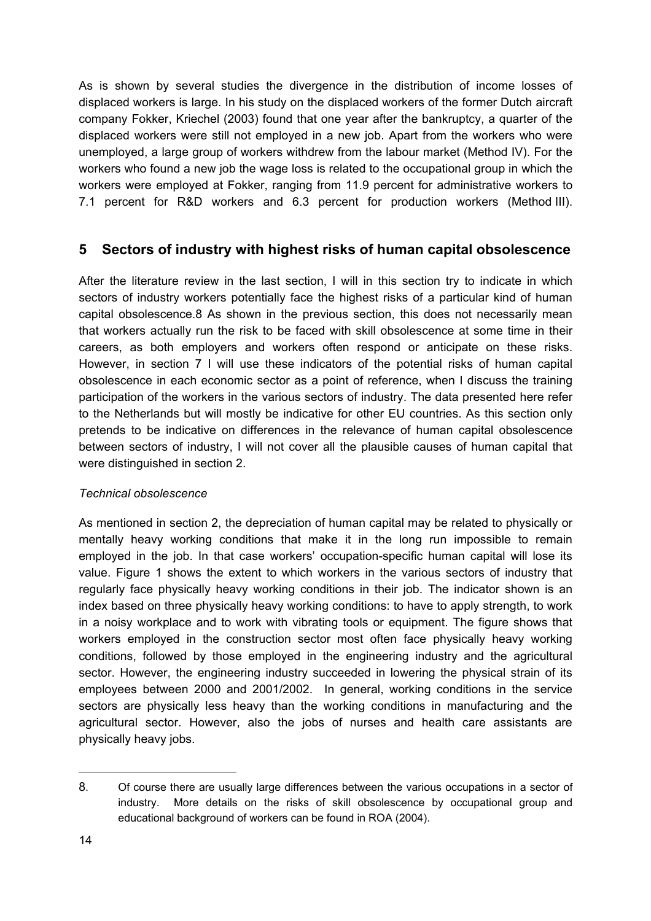As is shown by several studies the divergence in the distribution of income losses of displaced workers is large. In his study on the displaced workers of the former Dutch aircraft company Fokker, Kriechel (2003) found that one year after the bankruptcy, a quarter of the displaced workers were still not employed in a new job. Apart from the workers who were unemployed, a large group of workers withdrew from the labour market (Method IV). For the workers who found a new job the wage loss is related to the occupational group in which the workers were employed at Fokker, ranging from 11.9 percent for administrative workers to 7.1 percent for R&D workers and 6.3 percent for production workers (Method III).

## 5 Sectors of industry with highest risks of human capital obsolescence

After the literature review in the last section, I will in this section try to indicate in which sectors of industry workers potentially face the highest risks of a particular kind of human capital obsolescence.[8] As shown in the previous section, this does not necessarily mean that workers actually run the risk to be faced with skill obsolescence at some time in their careers, as both employers and workers often respond or anticipate on these risks. However, in section 7 I will use these indicators of the potential risks of human capital obsolescence in each economic sector as a point of reference, when I discuss the training participation of the workers in the various sectors of industry. The data presented here refer to the Netherlands but will mostly be indicative for other EU countries. As this section only pretends to be indicative on differences in the relevance of human capital obsolescence between sectors of industry, I will not cover all the plausible causes of human capital that were distinguished in section 2.

*Technical obsolescence*

As mentioned in section 2, the depreciation of human capital may be related to physically or mentally heavy working conditions that make it in the long run impossible to remain employed in the job. In that case workers' occupation-specific human capital will lose its value. Figure 1 shows the extent to which workers in the various sectors of industry that regularly face physically heavy working conditions in their job. The indicator shown is an index based on three physically heavy working conditions: to have to apply strength, to work in a noisy workplace and to work with vibrating tools or equipment. The figure shows that workers employed in the construction sector most often face physically heavy working conditions, followed by those employed in the engineering industry and the agricultural sector. However, the engineering industry succeeded in lowering the physical strain of its employees between 2000 and 2001/2002. In general, working conditions in the service sectors are physically less heavy than the working conditions in manufacturing and the agricultural sector. However, also the jobs of nurses and health care assistants are physically heavy jobs.

---

8. Of course there are usually large differences between the various occupations in a sector of industry. More details on the risks of skill obsolescence by occupational group and educational background of workers can be found in ROA (2004).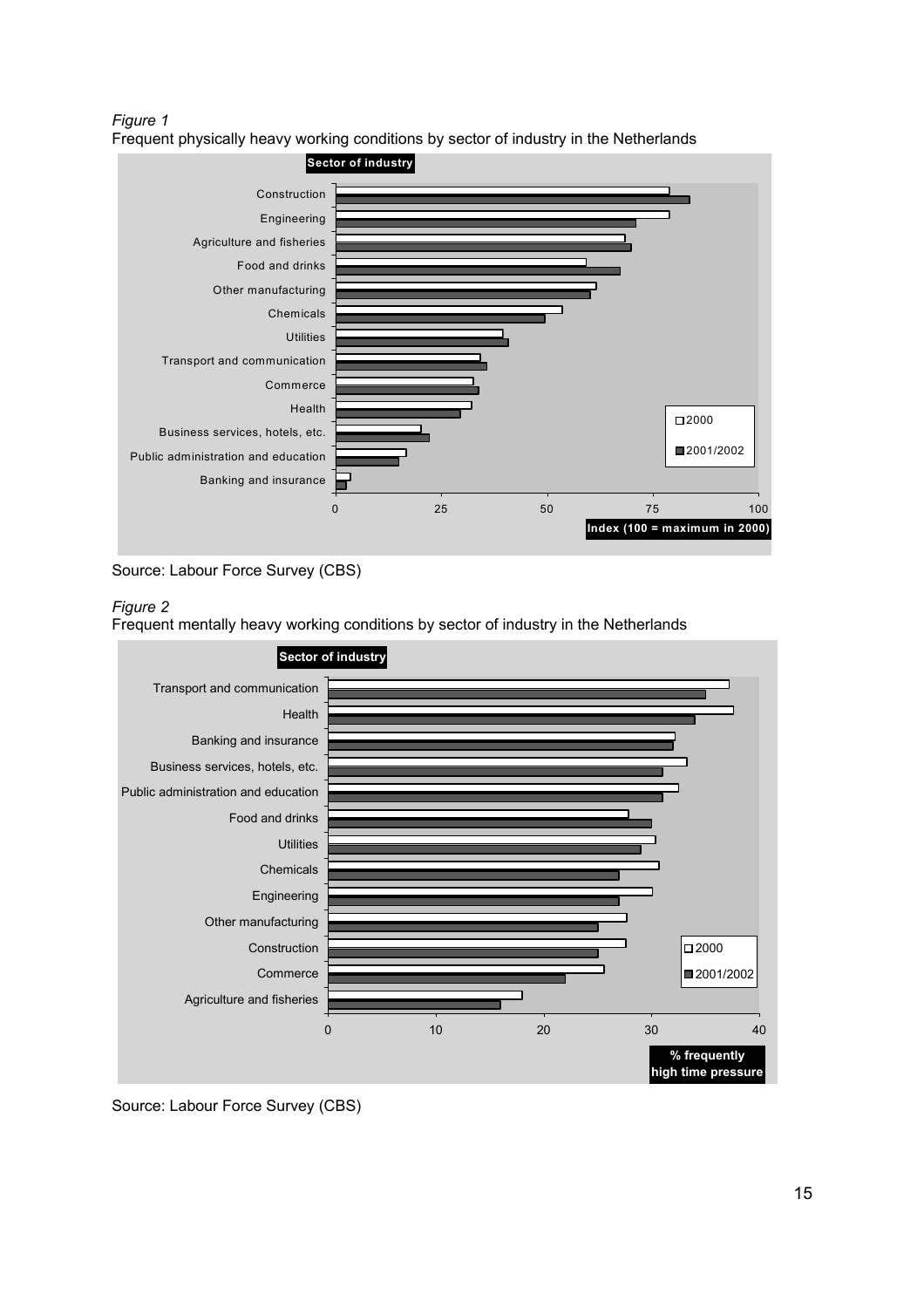*Figure 1*
Frequent physically heavy working conditions by sector of industry in the Netherlands

Source: Labour Force Survey (CBS)

*Figure 2*
Frequent mentally heavy working conditions by sector of industry in the Netherlands

Source: Labour Force Survey (CBS)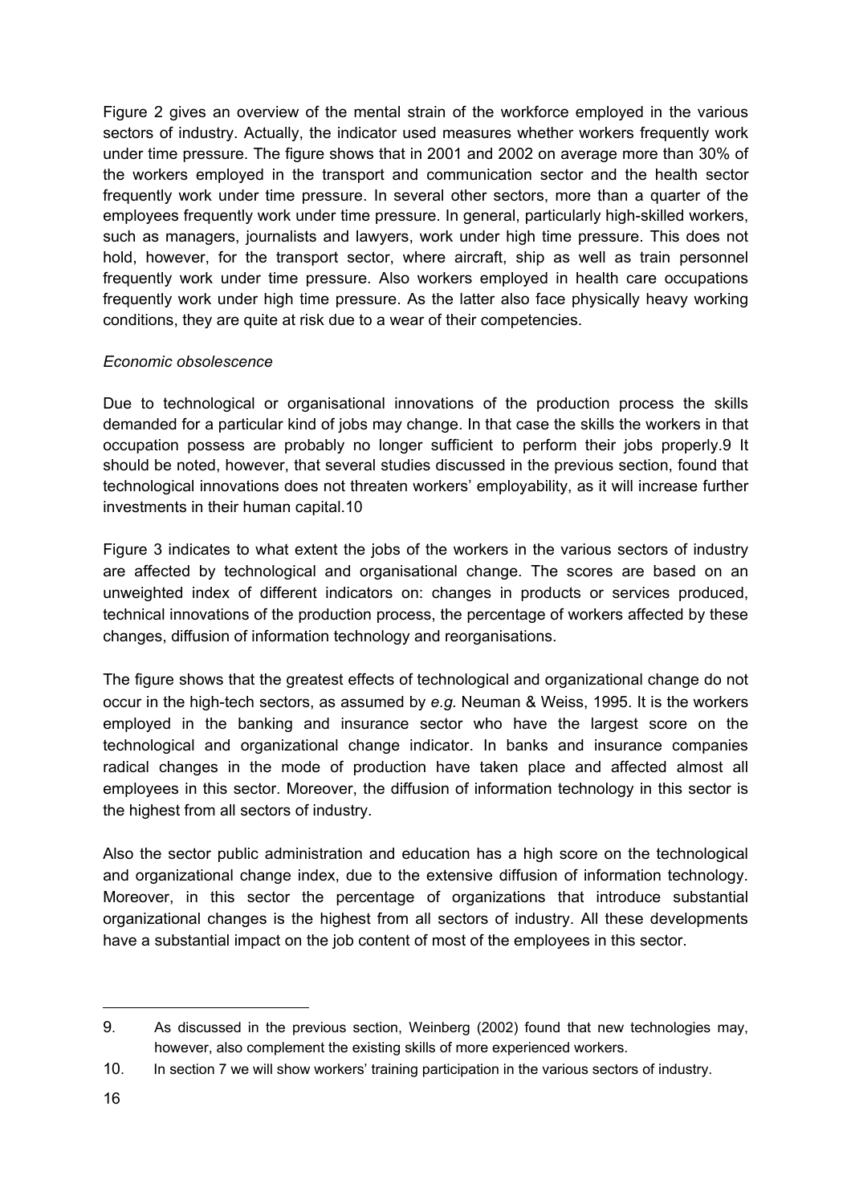Figure 2 gives an overview of the mental strain of the workforce employed in the various sectors of industry. Actually, the indicator used measures whether workers frequently work under time pressure. The figure shows that in 2001 and 2002 on average more than 30% of the workers employed in the transport and communication sector and the health sector frequently work under time pressure. In several other sectors, more than a quarter of the employees frequently work under time pressure. In general, particularly high-skilled workers, such as managers, journalists and lawyers, work under high time pressure. This does not hold, however, for the transport sector, where aircraft, ship as well as train personnel frequently work under time pressure. Also workers employed in health care occupations frequently work under high time pressure. As the latter also face physically heavy working conditions, they are quite at risk due to a wear of their competencies.

*Economic obsolescence*

Due to technological or organisational innovations of the production process the skills demanded for a particular kind of jobs may change. In that case the skills the workers in that occupation possess are probably no longer sufficient to perform their jobs properly.[9] It should be noted, however, that several studies discussed in the previous section, found that technological innovations does not threaten workers' employability, as it will increase further investments in their human capital.[10]

Figure 3 indicates to what extent the jobs of the workers in the various sectors of industry are affected by technological and organisational change. The scores are based on an unweighted index of different indicators on: changes in products or services produced, technical innovations of the production process, the percentage of workers affected by these changes, diffusion of information technology and reorganisations.

The figure shows that the greatest effects of technological and organizational change do not occur in the high-tech sectors, as assumed by *e.g.* Neuman & Weiss, 1995. It is the workers employed in the banking and insurance sector who have the largest score on the technological and organizational change indicator. In banks and insurance companies radical changes in the mode of production have taken place and affected almost all employees in this sector. Moreover, the diffusion of information technology in this sector is the highest from all sectors of industry.

Also the sector public administration and education has a high score on the technological and organizational change index, due to the extensive diffusion of information technology. Moreover, in this sector the percentage of organizations that introduce substantial organizational changes is the highest from all sectors of industry. All these developments have a substantial impact on the job content of most of the employees in this sector.

---

9. As discussed in the previous section, Weinberg (2002) found that new technologies may, however, also complement the existing skills of more experienced workers.

10. In section 7 we will show workers' training participation in the various sectors of industry.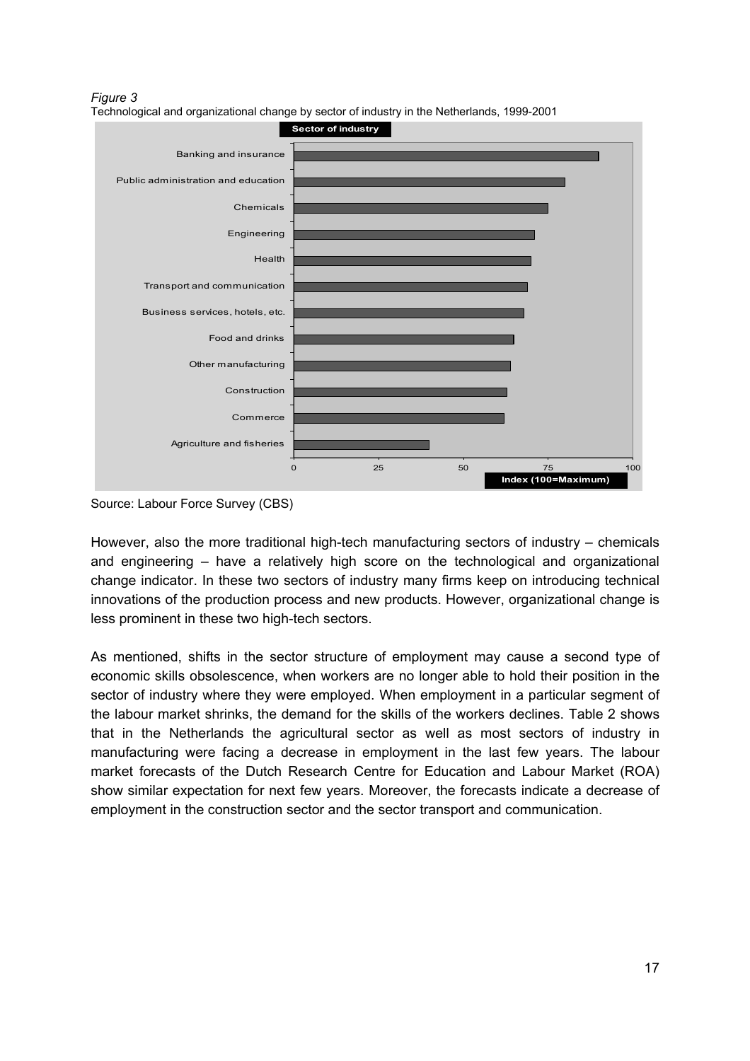*Figure 3*
Technological and organizational change by sector of industry in the Netherlands, 1999-2001

Source: Labour Force Survey (CBS)

However, also the more traditional high-tech manufacturing sectors of industry – chemicals and engineering – have a relatively high score on the technological and organizational change indicator. In these two sectors of industry many firms keep on introducing technical innovations of the production process and new products. However, organizational change is less prominent in these two high-tech sectors.

As mentioned, shifts in the sector structure of employment may cause a second type of economic skills obsolescence, when workers are no longer able to hold their position in the sector of industry where they were employed. When employment in a particular segment of the labour market shrinks, the demand for the skills of the workers declines. Table 2 shows that in the Netherlands the agricultural sector as well as most sectors of industry in manufacturing were facing a decrease in employment in the last few years. The labour market forecasts of the Dutch Research Centre for Education and Labour Market (ROA) show similar expectation for next few years. Moreover, the forecasts indicate a decrease of employment in the construction sector and the sector transport and communication.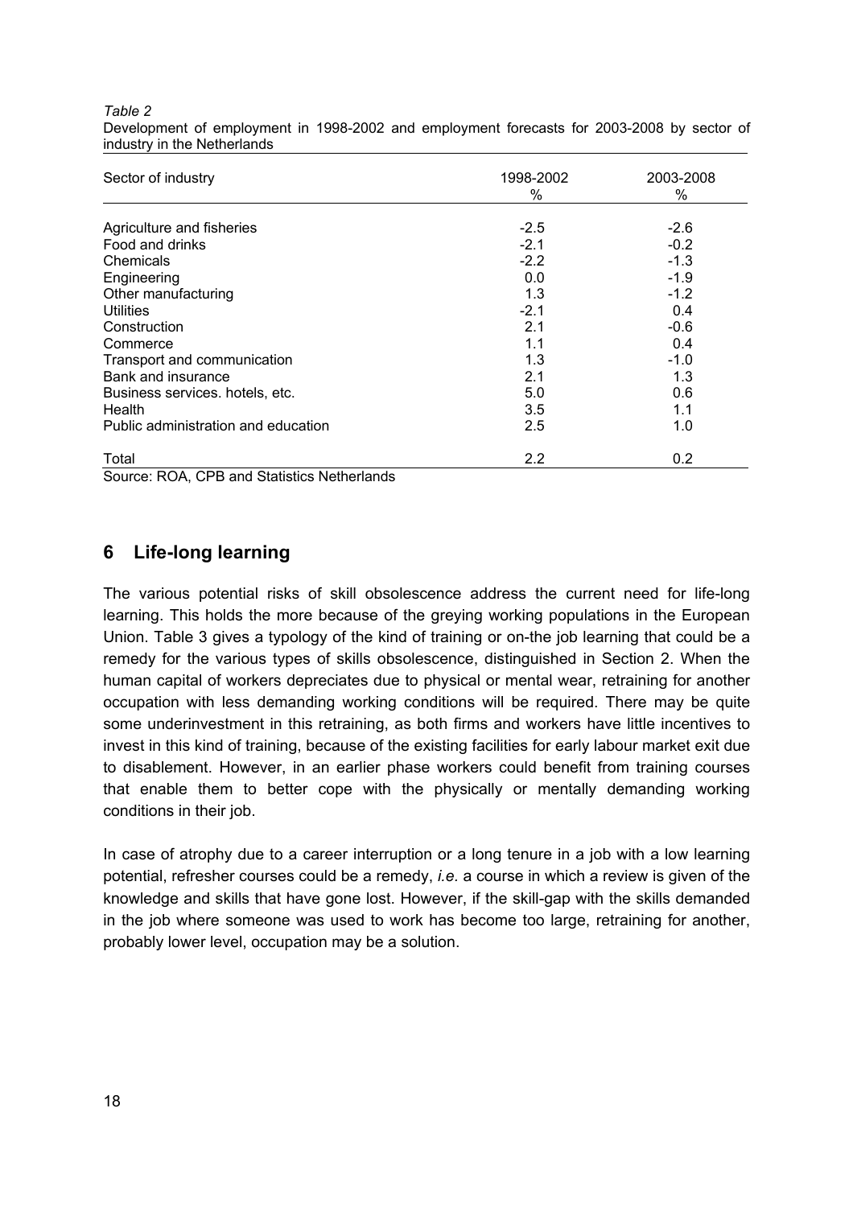*Table 2*
Development of employment in 1998-2002 and employment forecasts for 2003-2008 by sector of industry in the Netherlands

| Sector of industry | 1998-2002<br>% | 2003-2008<br>% |
|---|---|---|
| Agriculture and fisheries | -2.5 | -2.6 |
| Food and drinks | -2.1 | -0.2 |
| Chemicals | -2.2 | -1.3 |
| Engineering | 0.0 | -1.9 |
| Other manufacturing | 1.3 | -1.2 |
| Utilities | -2.1 | 0.4 |
| Construction | 2.1 | -0.6 |
| Commerce | 1.1 | 0.4 |
| Transport and communication | 1.3 | -1.0 |
| Bank and insurance | 2.1 | 1.3 |
| Business services. hotels, etc. | 5.0 | 0.6 |
| Health | 3.5 | 1.1 |
| Public administration and education | 2.5 | 1.0 |
| Total | 2.2 | 0.2 |

Source: ROA, CPB and Statistics Netherlands

## 6 Life-long learning

The various potential risks of skill obsolescence address the current need for life-long learning. This holds the more because of the greying working populations in the European Union. Table 3 gives a typology of the kind of training or on-the job learning that could be a remedy for the various types of skills obsolescence, distinguished in Section 2. When the human capital of workers depreciates due to physical or mental wear, retraining for another occupation with less demanding working conditions will be required. There may be quite some underinvestment in this retraining, as both firms and workers have little incentives to invest in this kind of training, because of the existing facilities for early labour market exit due to disablement. However, in an earlier phase workers could benefit from training courses that enable them to better cope with the physically or mentally demanding working conditions in their job.

In case of atrophy due to a career interruption or a long tenure in a job with a low learning potential, refresher courses could be a remedy, *i.e.* a course in which a review is given of the knowledge and skills that have gone lost. However, if the skill-gap with the skills demanded in the job where someone was used to work has become too large, retraining for another, probably lower level, occupation may be a solution.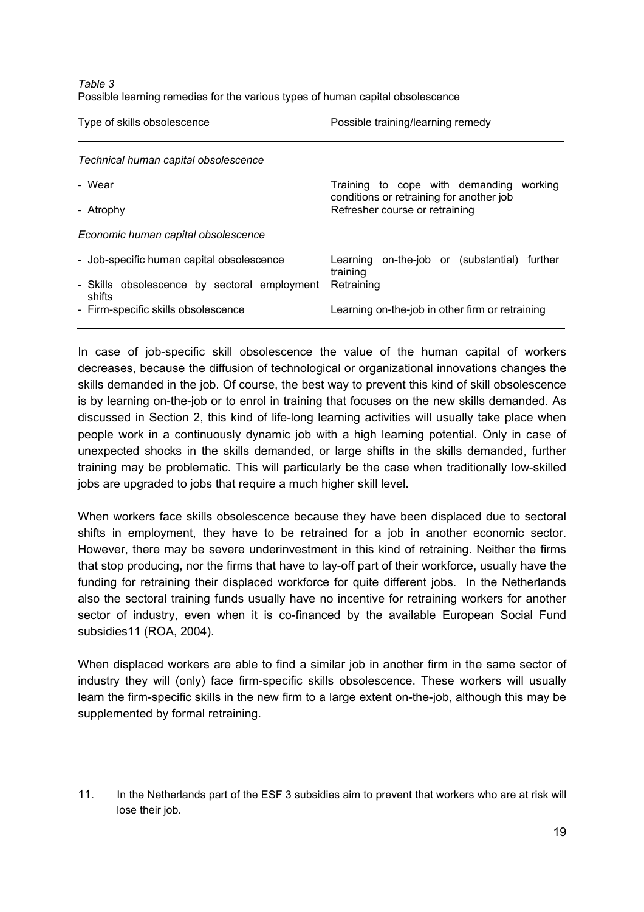*Table 3*
Possible learning remedies for the various types of human capital obsolescence

| Type of skills obsolescence | Possible training/learning remedy |
| --- | --- |
| *Technical human capital obsolescence* | |
| - Wear | Training to cope with demanding working conditions or retraining for another job |
| - Atrophy | Refresher course or retraining |
| *Economic human capital obsolescence* | |
| - Job-specific human capital obsolescence | Learning on-the-job or (substantial) further training |
| - Skills obsolescence by sectoral employment shifts | Retraining |
| - Firm-specific skills obsolescence | Learning on-the-job in other firm or retraining |

In case of job-specific skill obsolescence the value of the human capital of workers decreases, because the diffusion of technological or organizational innovations changes the skills demanded in the job. Of course, the best way to prevent this kind of skill obsolescence is by learning on-the-job or to enrol in training that focuses on the new skills demanded. As discussed in Section 2, this kind of life-long learning activities will usually take place when people work in a continuously dynamic job with a high learning potential. Only in case of unexpected shocks in the skills demanded, or large shifts in the skills demanded, further training may be problematic. This will particularly be the case when traditionally low-skilled jobs are upgraded to jobs that require a much higher skill level.

When workers face skills obsolescence because they have been displaced due to sectoral shifts in employment, they have to be retrained for a job in another economic sector. However, there may be severe underinvestment in this kind of retraining. Neither the firms that stop producing, nor the firms that have to lay-off part of their workforce, usually have the funding for retraining their displaced workforce for quite different jobs. In the Netherlands also the sectoral training funds usually have no incentive for retraining workers for another sector of industry, even when it is co-financed by the available European Social Fund subsidies[11] (ROA, 2004).

When displaced workers are able to find a similar job in another firm in the same sector of industry they will (only) face firm-specific skills obsolescence. These workers will usually learn the firm-specific skills in the new firm to a large extent on-the-job, although this may be supplemented by formal retraining.

---

11. In the Netherlands part of the ESF 3 subsidies aim to prevent that workers who are at risk will lose their job.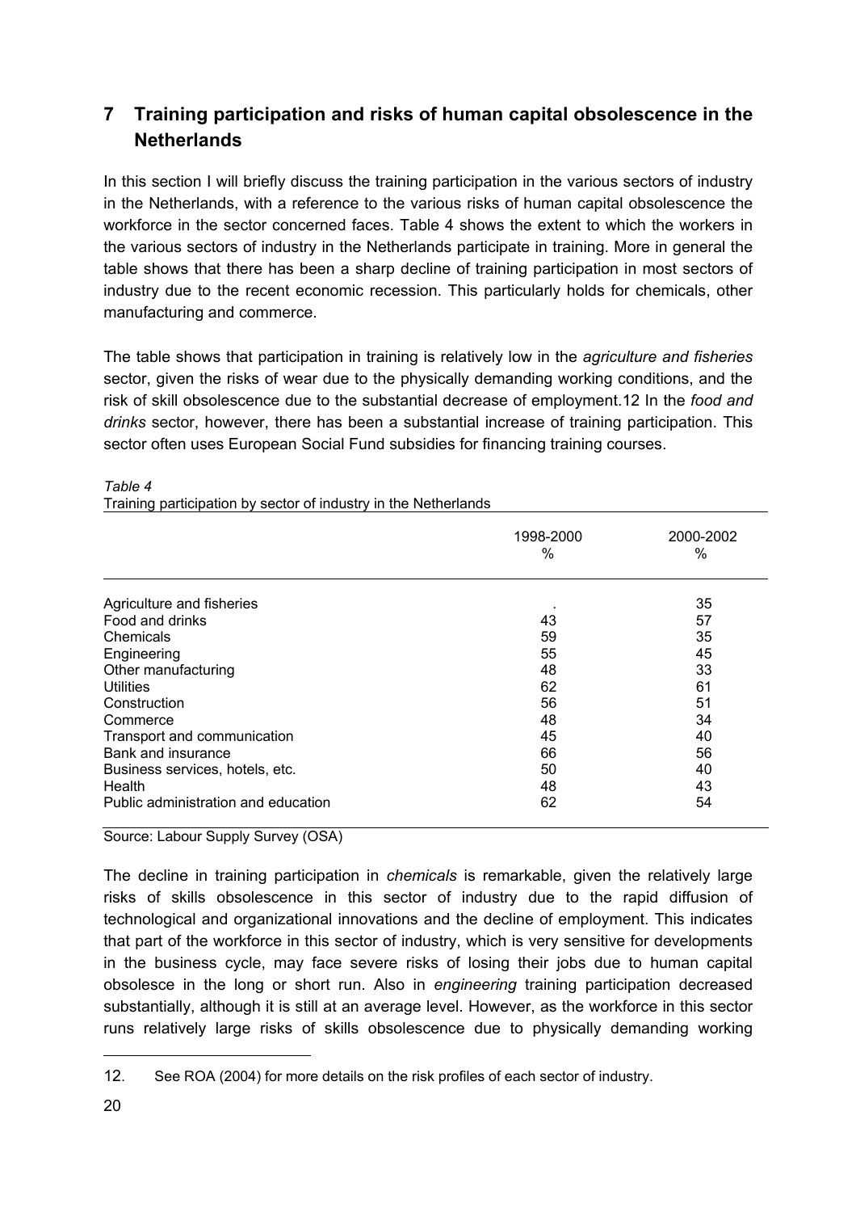## 7 Training participation and risks of human capital obsolescence in the Netherlands

In this section I will briefly discuss the training participation in the various sectors of industry in the Netherlands, with a reference to the various risks of human capital obsolescence the workforce in the sector concerned faces. Table 4 shows the extent to which the workers in the various sectors of industry in the Netherlands participate in training. More in general the table shows that there has been a sharp decline of training participation in most sectors of industry due to the recent economic recession. This particularly holds for chemicals, other manufacturing and commerce.

The table shows that participation in training is relatively low in the *agriculture and fisheries* sector, given the risks of wear due to the physically demanding working conditions, and the risk of skill obsolescence due to the substantial decrease of employment.[12] In the *food and drinks* sector, however, there has been a substantial increase of training participation. This sector often uses European Social Fund subsidies for financing training courses.

*Table 4*
Training participation by sector of industry in the Netherlands

| | 1998-2000 % | 2000-2002 % |
|---|---|---|
| Agriculture and fisheries | . | 35 |
| Food and drinks | 43 | 57 |
| Chemicals | 59 | 35 |
| Engineering | 55 | 45 |
| Other manufacturing | 48 | 33 |
| Utilities | 62 | 61 |
| Construction | 56 | 51 |
| Commerce | 48 | 34 |
| Transport and communication | 45 | 40 |
| Bank and insurance | 66 | 56 |
| Business services, hotels, etc. | 50 | 40 |
| Health | 48 | 43 |
| Public administration and education | 62 | 54 |

Source: Labour Supply Survey (OSA)

The decline in training participation in *chemicals* is remarkable, given the relatively large risks of skills obsolescence in this sector of industry due to the rapid diffusion of technological and organizational innovations and the decline of employment. This indicates that part of the workforce in this sector of industry, which is very sensitive for developments in the business cycle, may face severe risks of losing their jobs due to human capital obsolesce in the long or short run. Also in *engineering* training participation decreased substantially, although it is still at an average level. However, as the workforce in this sector runs relatively large risks of skills obsolescence due to physically demanding working

12. See ROA (2004) for more details on the risk profiles of each sector of industry.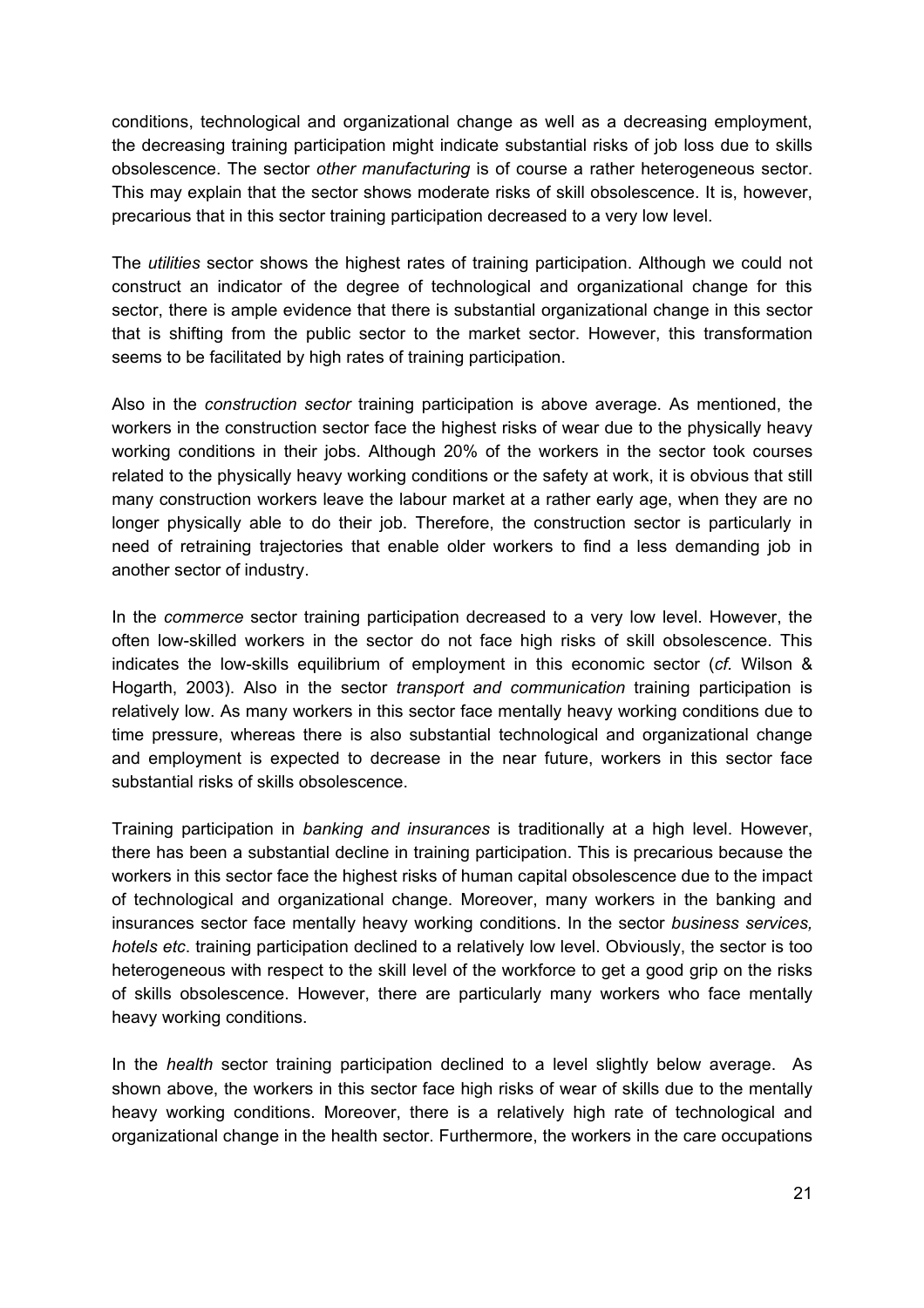conditions, technological and organizational change as well as a decreasing employment, the decreasing training participation might indicate substantial risks of job loss due to skills obsolescence. The sector *other manufacturing* is of course a rather heterogeneous sector. This may explain that the sector shows moderate risks of skill obsolescence. It is, however, precarious that in this sector training participation decreased to a very low level.

The *utilities* sector shows the highest rates of training participation. Although we could not construct an indicator of the degree of technological and organizational change for this sector, there is ample evidence that there is substantial organizational change in this sector that is shifting from the public sector to the market sector. However, this transformation seems to be facilitated by high rates of training participation.

Also in the *construction sector* training participation is above average. As mentioned, the workers in the construction sector face the highest risks of wear due to the physically heavy working conditions in their jobs. Although 20% of the workers in the sector took courses related to the physically heavy working conditions or the safety at work, it is obvious that still many construction workers leave the labour market at a rather early age, when they are no longer physically able to do their job. Therefore, the construction sector is particularly in need of retraining trajectories that enable older workers to find a less demanding job in another sector of industry.

In the *commerce* sector training participation decreased to a very low level. However, the often low-skilled workers in the sector do not face high risks of skill obsolescence. This indicates the low-skills equilibrium of employment in this economic sector (*cf.* Wilson & Hogarth, 2003). Also in the sector *transport and communication* training participation is relatively low. As many workers in this sector face mentally heavy working conditions due to time pressure, whereas there is also substantial technological and organizational change and employment is expected to decrease in the near future, workers in this sector face substantial risks of skills obsolescence.

Training participation in *banking and insurances* is traditionally at a high level. However, there has been a substantial decline in training participation. This is precarious because the workers in this sector face the highest risks of human capital obsolescence due to the impact of technological and organizational change. Moreover, many workers in the banking and insurances sector face mentally heavy working conditions. In the sector *business services, hotels etc*. training participation declined to a relatively low level. Obviously, the sector is too heterogeneous with respect to the skill level of the workforce to get a good grip on the risks of skills obsolescence. However, there are particularly many workers who face mentally heavy working conditions.

In the *health* sector training participation declined to a level slightly below average. As shown above, the workers in this sector face high risks of wear of skills due to the mentally heavy working conditions. Moreover, there is a relatively high rate of technological and organizational change in the health sector. Furthermore, the workers in the care occupations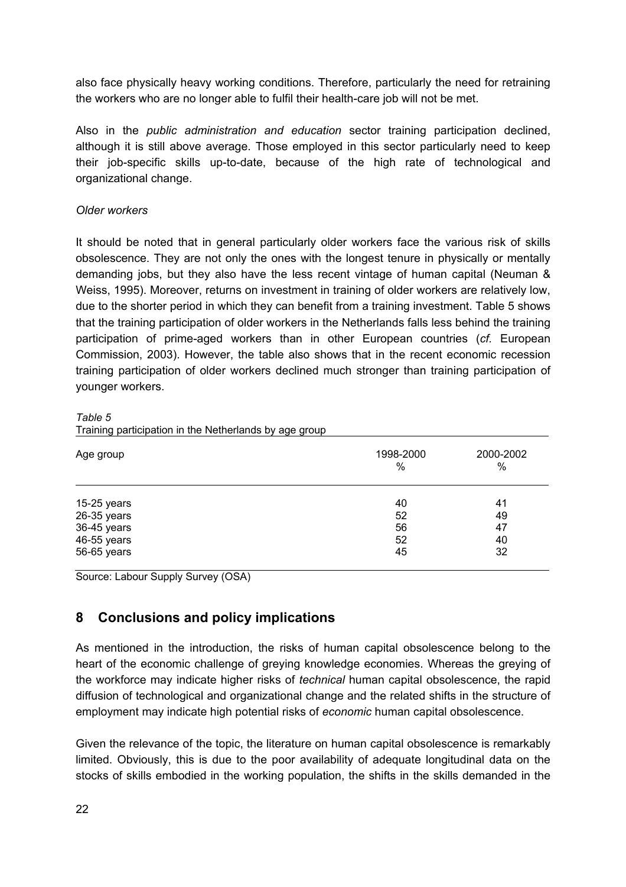also face physically heavy working conditions. Therefore, particularly the need for retraining the workers who are no longer able to fulfil their health-care job will not be met.

Also in the *public administration and education* sector training participation declined, although it is still above average. Those employed in this sector particularly need to keep their job-specific skills up-to-date, because of the high rate of technological and organizational change.

*Older workers*

It should be noted that in general particularly older workers face the various risk of skills obsolescence. They are not only the ones with the longest tenure in physically or mentally demanding jobs, but they also have the less recent vintage of human capital (Neuman & Weiss, 1995). Moreover, returns on investment in training of older workers are relatively low, due to the shorter period in which they can benefit from a training investment. Table 5 shows that the training participation of older workers in the Netherlands falls less behind the training participation of prime-aged workers than in other European countries (*cf.* European Commission, 2003). However, the table also shows that in the recent economic recession training participation of older workers declined much stronger than training participation of younger workers.

*Table 5*
Training participation in the Netherlands by age group

| Age group | 1998-2000 % | 2000-2002 % |
|---|---|---|
| 15-25 years | 40 | 41 |
| 26-35 years | 52 | 49 |
| 36-45 years | 56 | 47 |
| 46-55 years | 52 | 40 |
| 56-65 years | 45 | 32 |

Source: Labour Supply Survey (OSA)

## 8 Conclusions and policy implications

As mentioned in the introduction, the risks of human capital obsolescence belong to the heart of the economic challenge of greying knowledge economies. Whereas the greying of the workforce may indicate higher risks of *technical* human capital obsolescence, the rapid diffusion of technological and organizational change and the related shifts in the structure of employment may indicate high potential risks of *economic* human capital obsolescence.

Given the relevance of the topic, the literature on human capital obsolescence is remarkably limited. Obviously, this is due to the poor availability of adequate longitudinal data on the stocks of skills embodied in the working population, the shifts in the skills demanded in the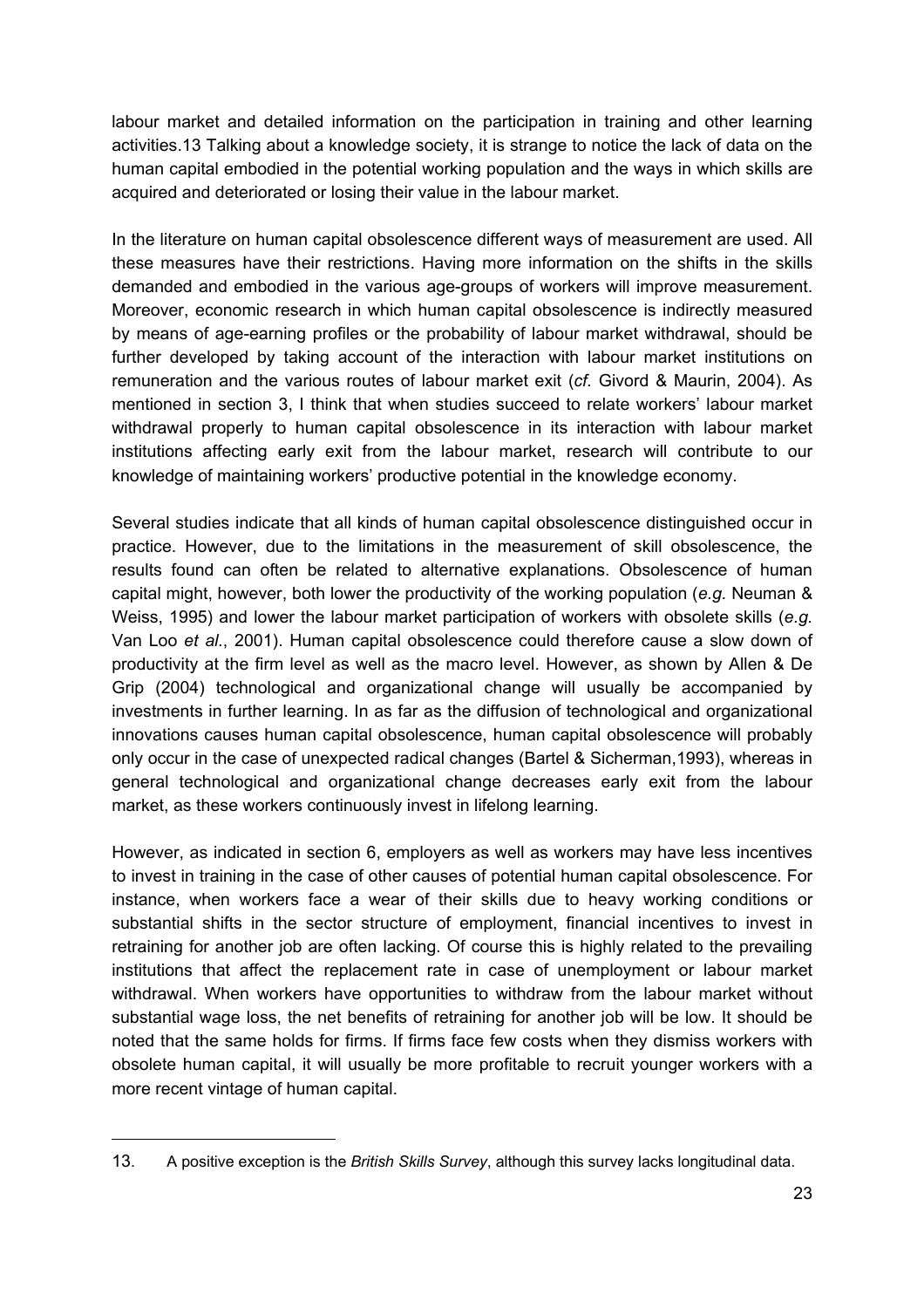labour market and detailed information on the participation in training and other learning activities.[13] Talking about a knowledge society, it is strange to notice the lack of data on the human capital embodied in the potential working population and the ways in which skills are acquired and deteriorated or losing their value in the labour market.

In the literature on human capital obsolescence different ways of measurement are used. All these measures have their restrictions. Having more information on the shifts in the skills demanded and embodied in the various age-groups of workers will improve measurement. Moreover, economic research in which human capital obsolescence is indirectly measured by means of age-earning profiles or the probability of labour market withdrawal, should be further developed by taking account of the interaction with labour market institutions on remuneration and the various routes of labour market exit (*cf.* Givord & Maurin, 2004). As mentioned in section 3, I think that when studies succeed to relate workers' labour market withdrawal properly to human capital obsolescence in its interaction with labour market institutions affecting early exit from the labour market, research will contribute to our knowledge of maintaining workers' productive potential in the knowledge economy.

Several studies indicate that all kinds of human capital obsolescence distinguished occur in practice. However, due to the limitations in the measurement of skill obsolescence, the results found can often be related to alternative explanations. Obsolescence of human capital might, however, both lower the productivity of the working population (*e.g.* Neuman & Weiss, 1995) and lower the labour market participation of workers with obsolete skills (*e.g.* Van Loo *et al.*, 2001). Human capital obsolescence could therefore cause a slow down of productivity at the firm level as well as the macro level. However, as shown by Allen & De Grip (2004) technological and organizational change will usually be accompanied by investments in further learning. In as far as the diffusion of technological and organizational innovations causes human capital obsolescence, human capital obsolescence will probably only occur in the case of unexpected radical changes (Bartel & Sicherman,1993), whereas in general technological and organizational change decreases early exit from the labour market, as these workers continuously invest in lifelong learning.

However, as indicated in section 6, employers as well as workers may have less incentives to invest in training in the case of other causes of potential human capital obsolescence. For instance, when workers face a wear of their skills due to heavy working conditions or substantial shifts in the sector structure of employment, financial incentives to invest in retraining for another job are often lacking. Of course this is highly related to the prevailing institutions that affect the replacement rate in case of unemployment or labour market withdrawal. When workers have opportunities to withdraw from the labour market without substantial wage loss, the net benefits of retraining for another job will be low. It should be noted that the same holds for firms. If firms face few costs when they dismiss workers with obsolete human capital, it will usually be more profitable to recruit younger workers with a more recent vintage of human capital.

---

13. A positive exception is the *British Skills Survey*, although this survey lacks longitudinal data.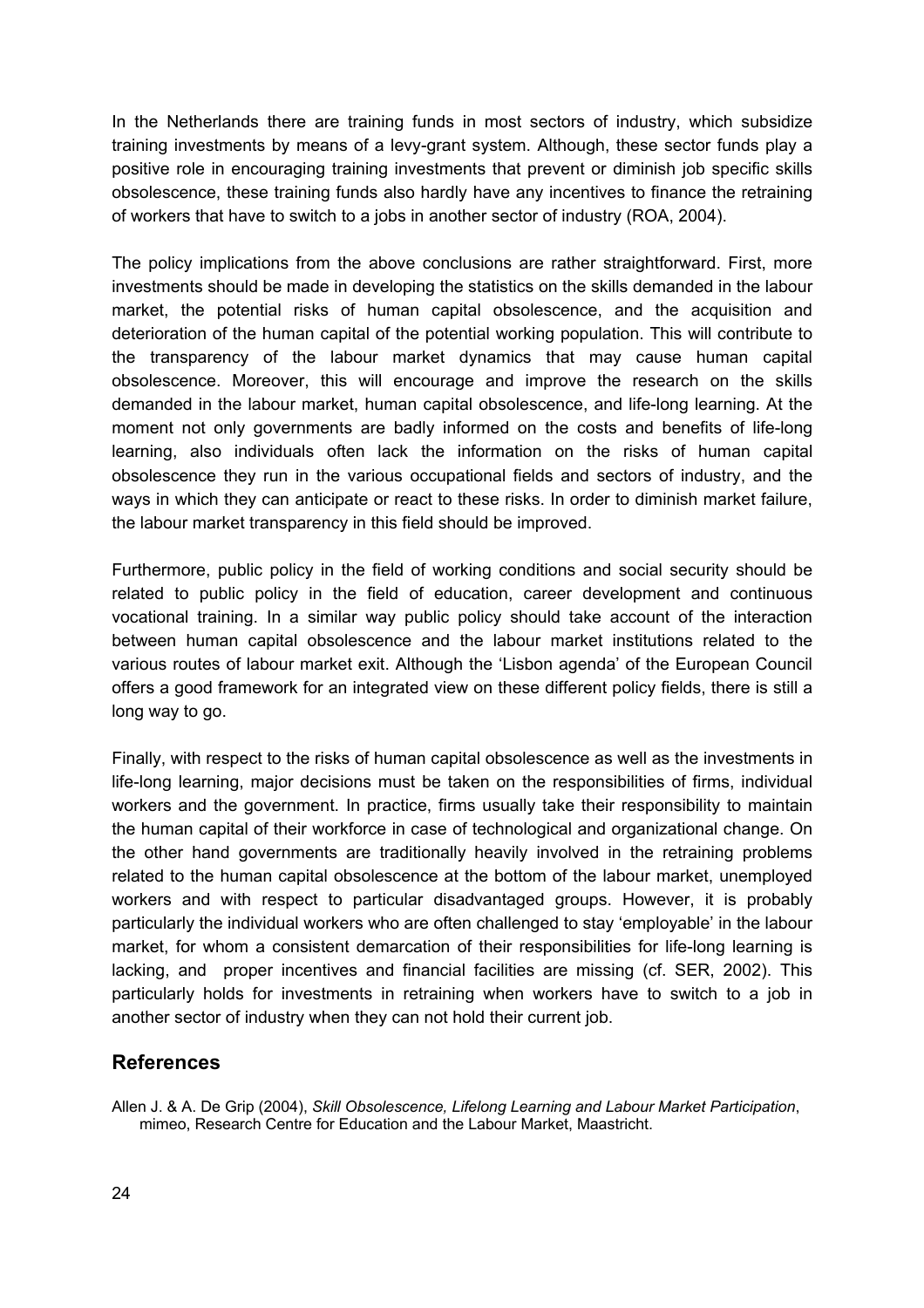In the Netherlands there are training funds in most sectors of industry, which subsidize training investments by means of a levy-grant system. Although, these sector funds play a positive role in encouraging training investments that prevent or diminish job specific skills obsolescence, these training funds also hardly have any incentives to finance the retraining of workers that have to switch to a jobs in another sector of industry (ROA, 2004).

The policy implications from the above conclusions are rather straightforward. First, more investments should be made in developing the statistics on the skills demanded in the labour market, the potential risks of human capital obsolescence, and the acquisition and deterioration of the human capital of the potential working population. This will contribute to the transparency of the labour market dynamics that may cause human capital obsolescence. Moreover, this will encourage and improve the research on the skills demanded in the labour market, human capital obsolescence, and life-long learning. At the moment not only governments are badly informed on the costs and benefits of life-long learning, also individuals often lack the information on the risks of human capital obsolescence they run in the various occupational fields and sectors of industry, and the ways in which they can anticipate or react to these risks. In order to diminish market failure, the labour market transparency in this field should be improved.

Furthermore, public policy in the field of working conditions and social security should be related to public policy in the field of education, career development and continuous vocational training. In a similar way public policy should take account of the interaction between human capital obsolescence and the labour market institutions related to the various routes of labour market exit. Although the 'Lisbon agenda' of the European Council offers a good framework for an integrated view on these different policy fields, there is still a long way to go.

Finally, with respect to the risks of human capital obsolescence as well as the investments in life-long learning, major decisions must be taken on the responsibilities of firms, individual workers and the government. In practice, firms usually take their responsibility to maintain the human capital of their workforce in case of technological and organizational change. On the other hand governments are traditionally heavily involved in the retraining problems related to the human capital obsolescence at the bottom of the labour market, unemployed workers and with respect to particular disadvantaged groups. However, it is probably particularly the individual workers who are often challenged to stay 'employable' in the labour market, for whom a consistent demarcation of their responsibilities for life-long learning is lacking, and proper incentives and financial facilities are missing (cf. SER, 2002). This particularly holds for investments in retraining when workers have to switch to a job in another sector of industry when they can not hold their current job.

## References

Allen J. & A. De Grip (2004), *Skill Obsolescence, Lifelong Learning and Labour Market Participation*, mimeo, Research Centre for Education and the Labour Market, Maastricht.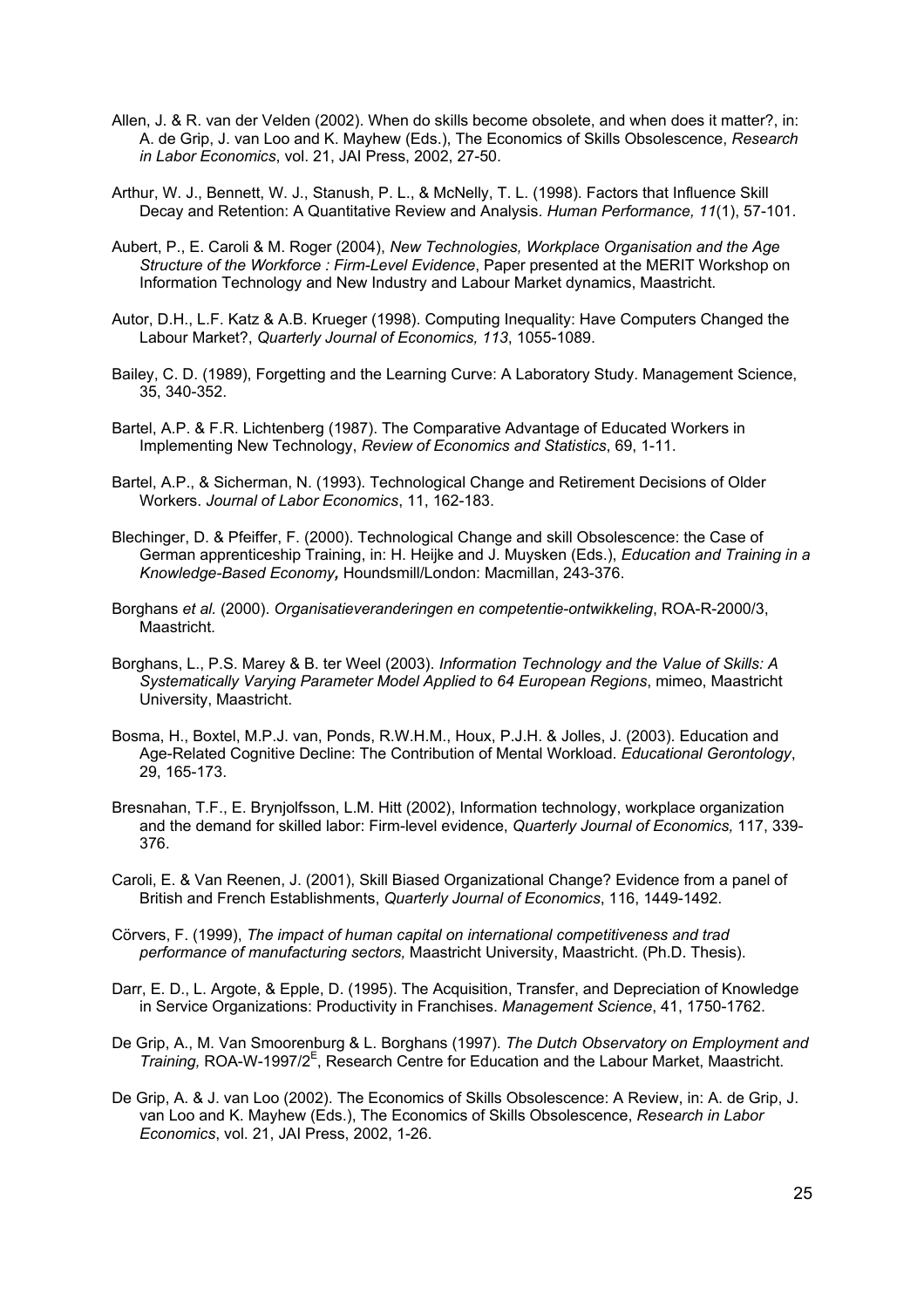Allen, J. & R. van der Velden (2002). When do skills become obsolete, and when does it matter?, in: A. de Grip, J. van Loo and K. Mayhew (Eds.), The Economics of Skills Obsolescence, *Research in Labor Economics*, vol. 21, JAI Press, 2002, 27-50.

Arthur, W. J., Bennett, W. J., Stanush, P. L., & McNelly, T. L. (1998). Factors that Influence Skill Decay and Retention: A Quantitative Review and Analysis. *Human Performance, 11*(1), 57-101.

Aubert, P., E. Caroli & M. Roger (2004), *New Technologies, Workplace Organisation and the Age Structure of the Workforce : Firm-Level Evidence*, Paper presented at the MERIT Workshop on Information Technology and New Industry and Labour Market dynamics, Maastricht.

Autor, D.H., L.F. Katz & A.B. Krueger (1998). Computing Inequality: Have Computers Changed the Labour Market?, *Quarterly Journal of Economics, 113*, 1055-1089.

Bailey, C. D. (1989), Forgetting and the Learning Curve: A Laboratory Study. Management Science, 35, 340-352.

Bartel, A.P. & F.R. Lichtenberg (1987). The Comparative Advantage of Educated Workers in Implementing New Technology, *Review of Economics and Statistics*, 69, 1-11.

Bartel, A.P., & Sicherman, N. (1993). Technological Change and Retirement Decisions of Older Workers. *Journal of Labor Economics*, 11, 162-183.

Blechinger, D. & Pfeiffer, F. (2000). Technological Change and skill Obsolescence: the Case of German apprenticeship Training, in: H. Heijke and J. Muysken (Eds.), *Education and Training in a Knowledge-Based Economy***,** Houndsmill/London: Macmillan, 243-376.

Borghans *et al.* (2000). *Organisatieveranderingen en competentie-ontwikkeling*, ROA-R-2000/3, Maastricht.

Borghans, L., P.S. Marey & B. ter Weel (2003). *Information Technology and the Value of Skills: A Systematically Varying Parameter Model Applied to 64 European Regions*, mimeo, Maastricht University, Maastricht.

Bosma, H., Boxtel, M.P.J. van, Ponds, R.W.H.M., Houx, P.J.H. & Jolles, J. (2003). Education and Age-Related Cognitive Decline: The Contribution of Mental Workload. *Educational Gerontology*, 29, 165-173.

Bresnahan, T.F., E. Brynjolfsson, L.M. Hitt (2002), Information technology, workplace organization and the demand for skilled labor: Firm-level evidence, *Quarterly Journal of Economics,* 117, 339-376.

Caroli, E. & Van Reenen, J. (2001), Skill Biased Organizational Change? Evidence from a panel of British and French Establishments, *Quarterly Journal of Economics*, 116, 1449-1492.

Cörvers, F. (1999), *The impact of human capital on international competitiveness and trad performance of manufacturing sectors,* Maastricht University, Maastricht. (Ph.D. Thesis).

Darr, E. D., L. Argote, & Epple, D. (1995). The Acquisition, Transfer, and Depreciation of Knowledge in Service Organizations: Productivity in Franchises. *Management Science*, 41, 1750-1762.

De Grip, A., M. Van Smoorenburg & L. Borghans (1997). *The Dutch Observatory on Employment and Training,* ROA-W-1997/2[E], Research Centre for Education and the Labour Market, Maastricht.

De Grip, A. & J. van Loo (2002). The Economics of Skills Obsolescence: A Review, in: A. de Grip, J. van Loo and K. Mayhew (Eds.), The Economics of Skills Obsolescence, *Research in Labor Economics*, vol. 21, JAI Press, 2002, 1-26.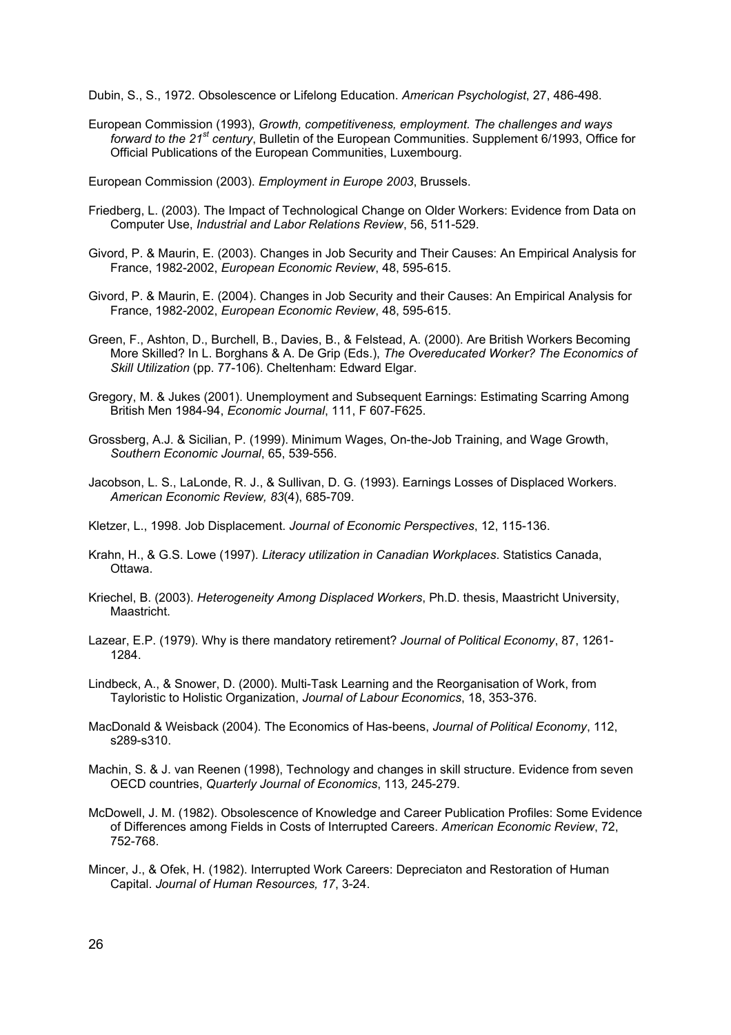Dubin, S., S., 1972. Obsolescence or Lifelong Education. *American Psychologist*, 27, 486-498.

European Commission (1993), *Growth, competitiveness, employment. The challenges and ways forward to the 21st century*, Bulletin of the European Communities. Supplement 6/1993, Office for Official Publications of the European Communities, Luxembourg.

European Commission (2003). *Employment in Europe 2003*, Brussels.

Friedberg, L. (2003). The Impact of Technological Change on Older Workers: Evidence from Data on Computer Use, *Industrial and Labor Relations Review*, 56, 511-529.

Givord, P. & Maurin, E. (2003). Changes in Job Security and Their Causes: An Empirical Analysis for France, 1982-2002, *European Economic Review*, 48, 595-615.

Givord, P. & Maurin, E. (2004). Changes in Job Security and their Causes: An Empirical Analysis for France, 1982-2002, *European Economic Review*, 48, 595-615.

Green, F., Ashton, D., Burchell, B., Davies, B., & Felstead, A. (2000). Are British Workers Becoming More Skilled? In L. Borghans & A. De Grip (Eds.), *The Overeducated Worker? The Economics of Skill Utilization* (pp. 77-106). Cheltenham: Edward Elgar.

Gregory, M. & Jukes (2001). Unemployment and Subsequent Earnings: Estimating Scarring Among British Men 1984-94, *Economic Journal*, 111, F 607-F625.

Grossberg, A.J. & Sicilian, P. (1999). Minimum Wages, On-the-Job Training, and Wage Growth, *Southern Economic Journal*, 65, 539-556.

Jacobson, L. S., LaLonde, R. J., & Sullivan, D. G. (1993). Earnings Losses of Displaced Workers. *American Economic Review, 83*(4), 685-709.

Kletzer, L., 1998. Job Displacement. *Journal of Economic Perspectives*, 12, 115-136.

Krahn, H., & G.S. Lowe (1997). *Literacy utilization in Canadian Workplaces*. Statistics Canada, Ottawa.

Kriechel, B. (2003). *Heterogeneity Among Displaced Workers*, Ph.D. thesis, Maastricht University, Maastricht.

Lazear, E.P. (1979). Why is there mandatory retirement? *Journal of Political Economy*, 87, 1261-1284.

Lindbeck, A., & Snower, D. (2000). Multi-Task Learning and the Reorganisation of Work, from Tayloristic to Holistic Organization, *Journal of Labour Economics*, 18, 353-376.

MacDonald & Weisback (2004). The Economics of Has-beens, *Journal of Political Economy*, 112, s289-s310.

Machin, S. & J. van Reenen (1998), Technology and changes in skill structure. Evidence from seven OECD countries, *Quarterly Journal of Economics*, 113*,* 245-279.

McDowell, J. M. (1982). Obsolescence of Knowledge and Career Publication Profiles: Some Evidence of Differences among Fields in Costs of Interrupted Careers. *American Economic Review*, 72, 752-768.

Mincer, J., & Ofek, H. (1982). Interrupted Work Careers: Depreciaton and Restoration of Human Capital. *Journal of Human Resources, 17*, 3-24.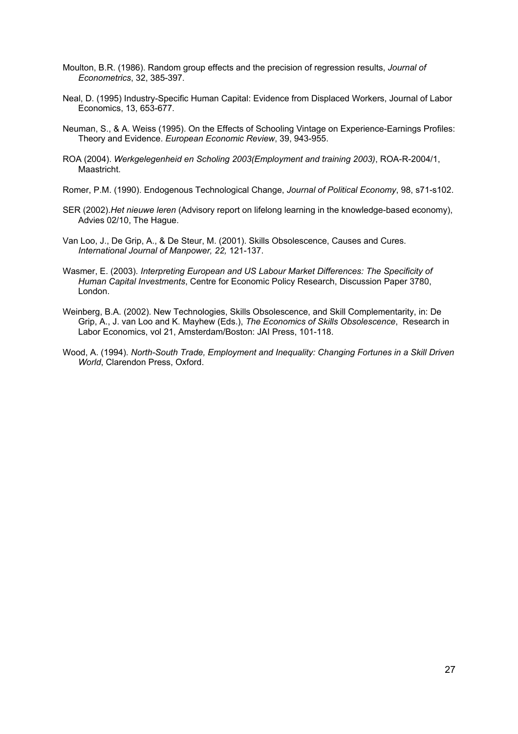Moulton, B.R. (1986). Random group effects and the precision of regression results, *Journal of Econometrics*, 32, 385-397.

Neal, D. (1995) Industry-Specific Human Capital: Evidence from Displaced Workers, Journal of Labor Economics, 13, 653-677.

Neuman, S., & A. Weiss (1995). On the Effects of Schooling Vintage on Experience-Earnings Profiles: Theory and Evidence. *European Economic Review*, 39, 943-955.

ROA (2004). *Werkgelegenheid en Scholing 2003(Employment and training 2003)*, ROA-R-2004/1, Maastricht.

Romer, P.M. (1990). Endogenous Technological Change, *Journal of Political Economy*, 98, s71-s102.

SER (2002).*Het nieuwe leren* (Advisory report on lifelong learning in the knowledge-based economy), Advies 02/10, The Hague.

Van Loo, J., De Grip, A., & De Steur, M. (2001). Skills Obsolescence, Causes and Cures. *International Journal of Manpower, 22,* 121-137.

Wasmer, E. (2003). *Interpreting European and US Labour Market Differences: The Specificity of Human Capital Investments*, Centre for Economic Policy Research, Discussion Paper 3780, London.

Weinberg, B.A. (2002). New Technologies, Skills Obsolescence, and Skill Complementarity, in: De Grip, A., J. van Loo and K. Mayhew (Eds.), *The Economics of Skills Obsolescence*, Research in Labor Economics, vol 21, Amsterdam/Boston: JAI Press, 101-118.

Wood, A. (1994). *North-South Trade, Employment and Inequality: Changing Fortunes in a Skill Driven World*, Clarendon Press, Oxford.